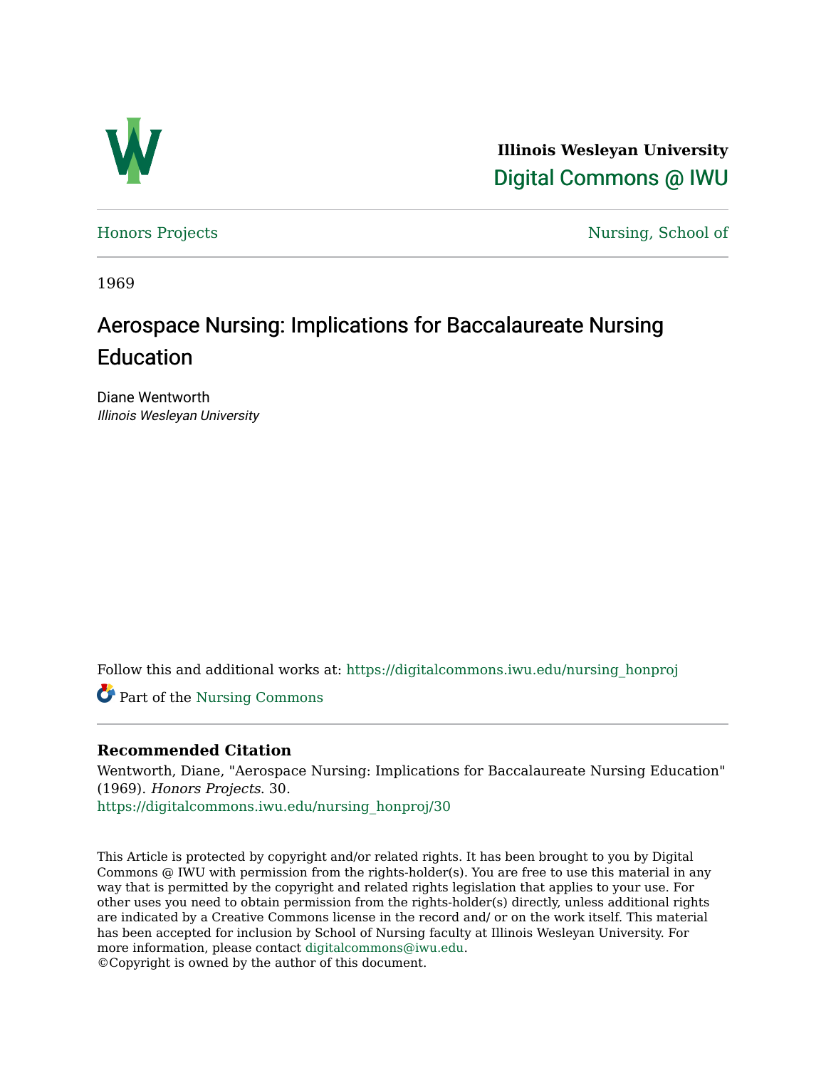Illinois Wesleyan University

Digital Commons @ IWU

Honors Projects

Nursing, School of

1969

# Aerospace Nursing: Implications for Baccalaureate Nursing Education

Diane Wentworth

*Illinois Wesleyan University*

Follow this and additional works at: https://digitalcommons.iwu.edu/nursing_honproj

Part of the Nursing Commons

### Recommended Citation

Wentworth, Diane, "Aerospace Nursing: Implications for Baccalaureate Nursing Education" (1969). *Honors Projects*. 30.
https://digitalcommons.iwu.edu/nursing_honproj/30

This Article is protected by copyright and/or related rights. It has been brought to you by Digital Commons @ IWU with permission from the rights-holder(s). You are free to use this material in any way that is permitted by the copyright and related rights legislation that applies to your use. For other uses you need to obtain permission from the rights-holder(s) directly, unless additional rights are indicated by a Creative Commons license in the record and/ or on the work itself. This material has been accepted for inclusion by School of Nursing faculty at Illinois Wesleyan University. For more information, please contact digitalcommons@iwu.edu.
©Copyright is owned by the author of this document.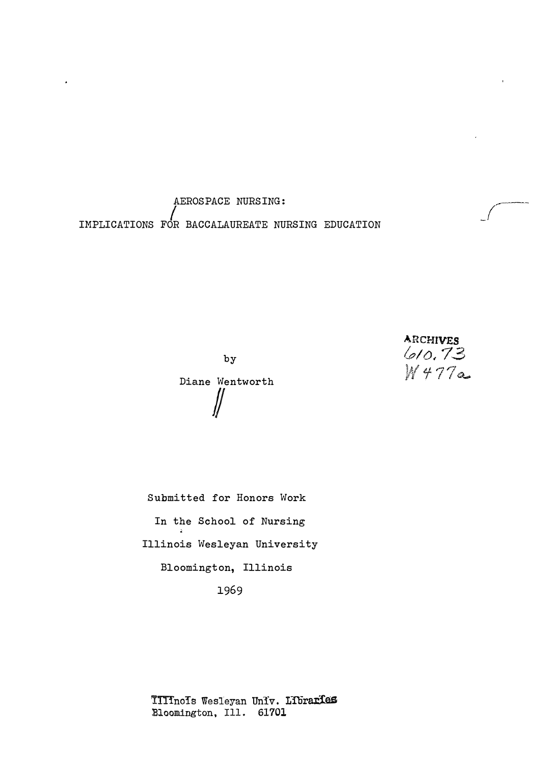# AEROSPACE NURSING:

# IMPLICATIONS FOR BACCALAUREATE NURSING EDUCATION

ARCHIVES
610.73
W477a

by

Diane Wentworth

Submitted for Honors Work

In the School of Nursing

Illinois Wesleyan University

Bloomington, Illinois

1969

Illinois Wesleyan Univ. Libraries
Bloomington, Ill. 61701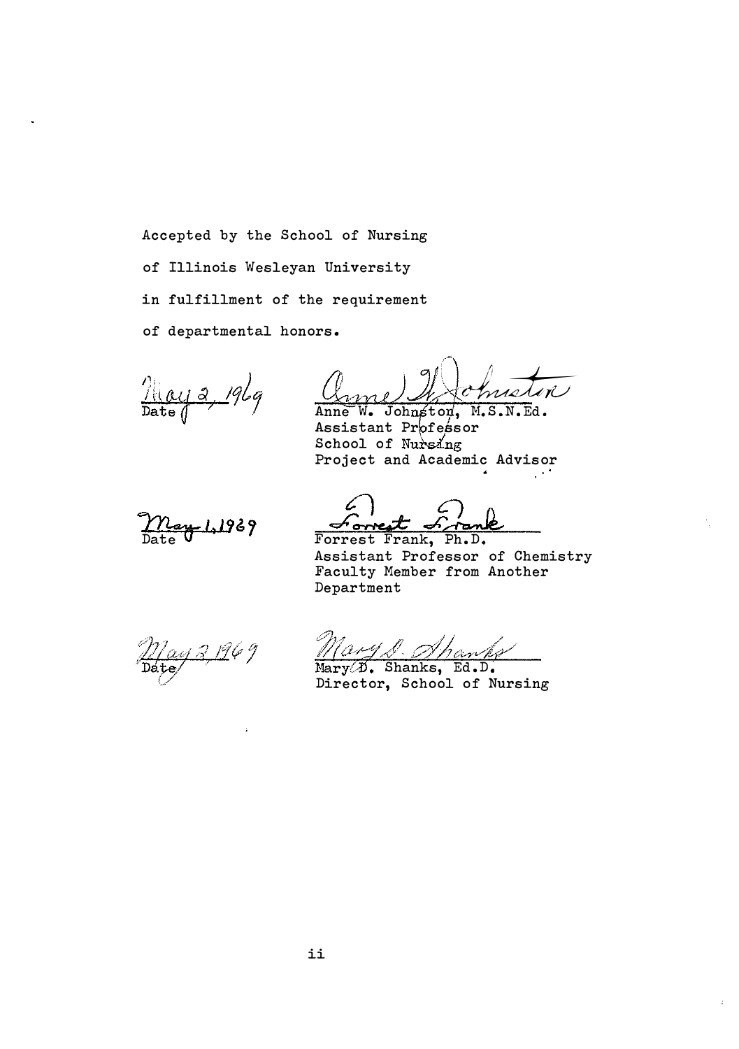Accepted by the School of Nursing

of Illinois Wesleyan University

in fulfillment of the requirement

of departmental honors.

May 2, 1969
Date

Anne W. Johnston
Anne W. Johnston, M.S.N.Ed.
Assistant Professor
School of Nursing
Project and Academic Advisor

May 1, 1969
Date

Forrest Frank
Forrest Frank, Ph.D.
Assistant Professor of Chemistry
Faculty Member from Another
Department

May 2, 1969
Date

Mary D. Shanks
Mary D. Shanks, Ed.D.
Director, School of Nursing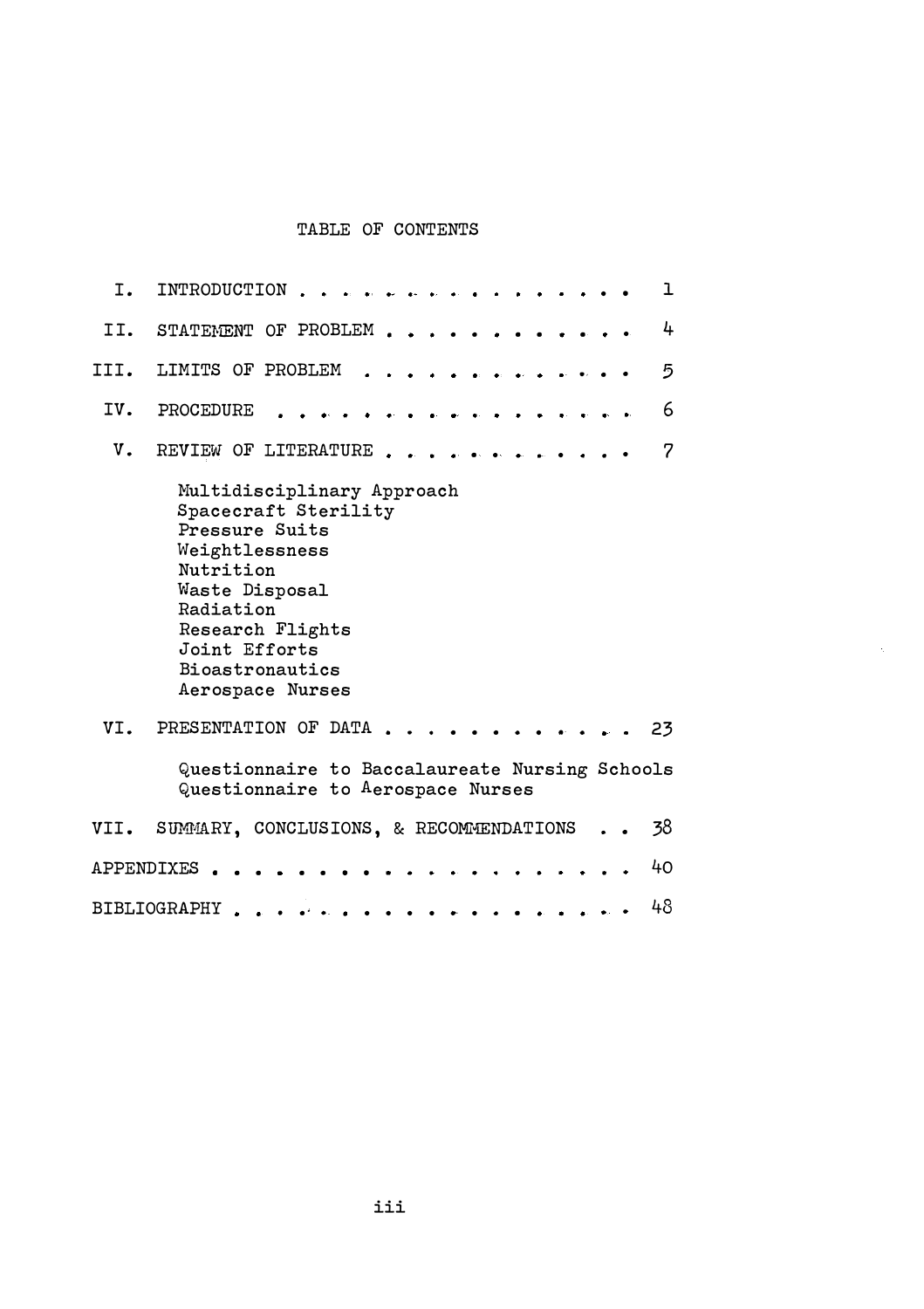# TABLE OF CONTENTS

| | | |
|---|---|---|
| I. | INTRODUCTION | 1 |
| II. | STATEMENT OF PROBLEM | 4 |
| III. | LIMITS OF PROBLEM | 5 |
| IV. | PROCEDURE | 6 |
| V. | REVIEW OF LITERATURE | 7 |
| | Multidisciplinary Approach | |
| | Spacecraft Sterility | |
| | Pressure Suits | |
| | Weightlessness | |
| | Nutrition | |
| | Waste Disposal | |
| | Radiation | |
| | Research Flights | |
| | Joint Efforts | |
| | Bioastronautics | |
| | Aerospace Nurses | |
| VI. | PRESENTATION OF DATA | 23 |
| | Questionnaire to Baccalaureate Nursing Schools | |
| | Questionnaire to Aerospace Nurses | |
| VII. | SUMMARY, CONCLUSIONS, & RECOMMENDATIONS | 38 |
| APPENDIXES | | 40 |
| BIBLIOGRAPHY | | 48 |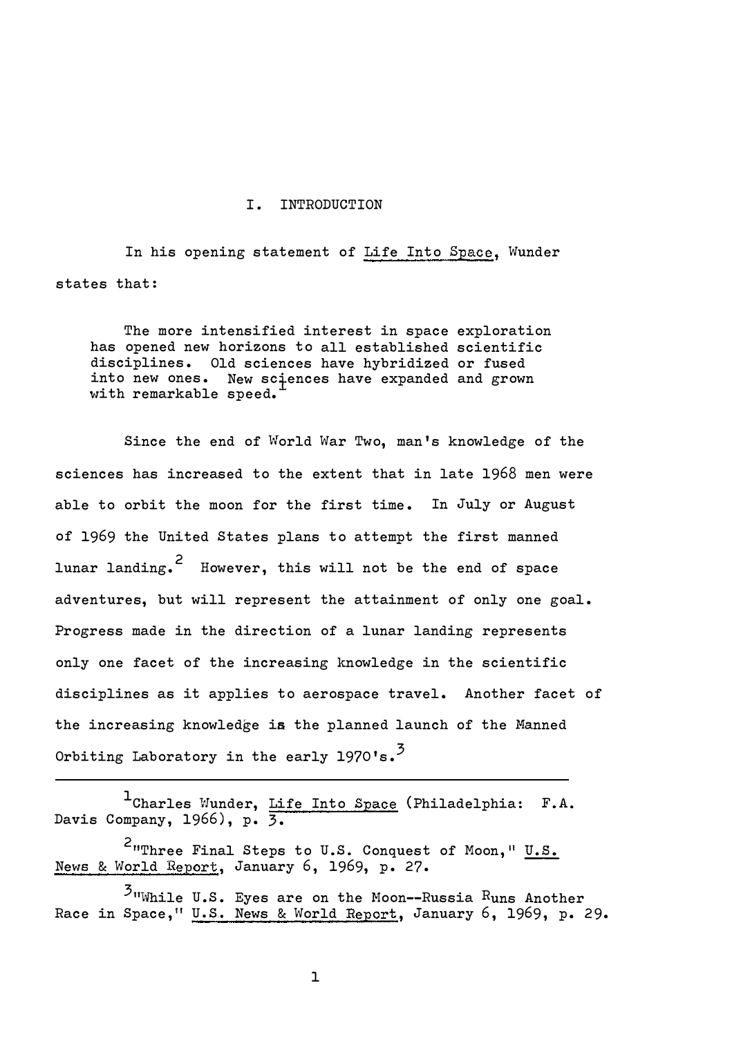# I. INTRODUCTION

In his opening statement of *Life Into Space*, Wunder states that:

> The more intensified interest in space exploration has opened new horizons to all established scientific disciplines. Old sciences have hybridized or fused into new ones. New sciences have expanded and grown with remarkable speed.[1]

Since the end of World War Two, man's knowledge of the sciences has increased to the extent that in late 1968 men were able to orbit the moon for the first time. In July or August of 1969 the United States plans to attempt the first manned lunar landing.[2] However, this will not be the end of space adventures, but will represent the attainment of only one goal. Progress made in the direction of a lunar landing represents only one facet of the increasing knowledge in the scientific disciplines as it applies to aerospace travel. Another facet of the increasing knowledge is the planned launch of the Manned Orbiting Laboratory in the early 1970's.[3]

---

[1] Charles Wunder, *Life Into Space* (Philadelphia: F.A. Davis Company, 1966), p. 3.

[2] "Three Final Steps to U.S. Conquest of Moon," *U.S. News & World Report*, January 6, 1969, p. 27.

[3] "While U.S. Eyes are on the Moon--Russia Runs Another Race in Space," *U.S. News & World Report*, January 6, 1969, p. 29.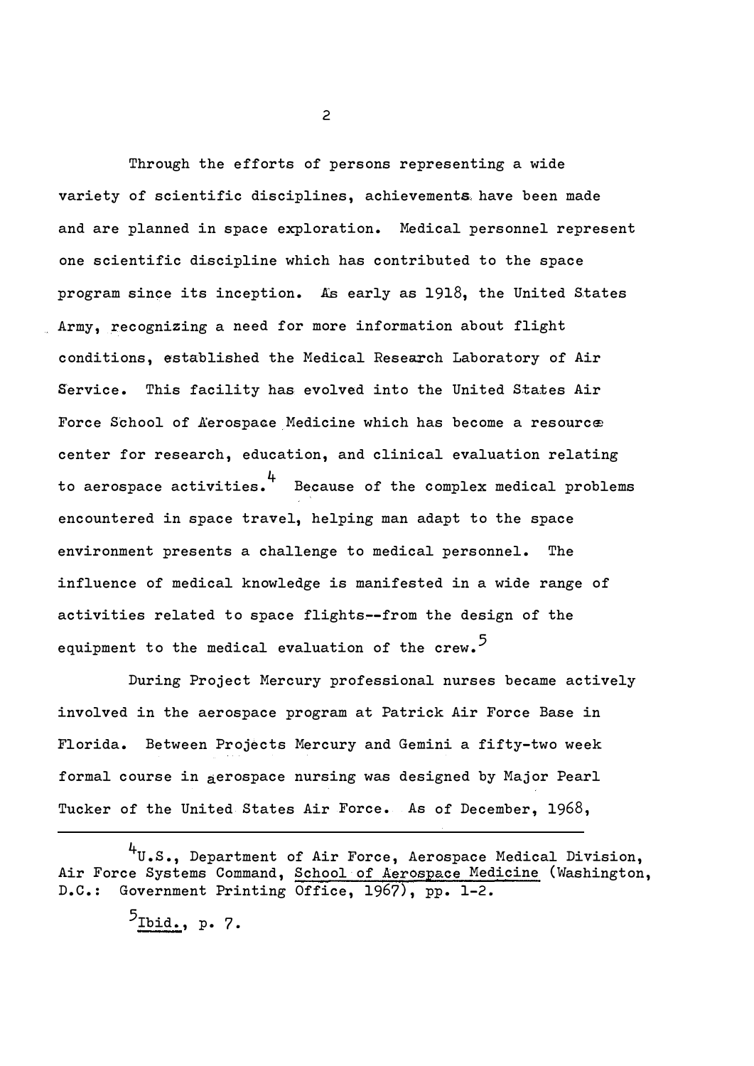Through the efforts of persons representing a wide variety of scientific disciplines, achievements have been made and are planned in space exploration. Medical personnel represent one scientific discipline which has contributed to the space program since its inception. As early as 1918, the United States Army, recognizing a need for more information about flight conditions, established the Medical Research Laboratory of Air Service. This facility has evolved into the United States Air Force School of Aerospace Medicine which has become a resource center for research, education, and clinical evaluation relating to aerospace activities.[4] Because of the complex medical problems encountered in space travel, helping man adapt to the space environment presents a challenge to medical personnel. The influence of medical knowledge is manifested in a wide range of activities related to space flights--from the design of the equipment to the medical evaluation of the crew.[5]

During Project Mercury professional nurses became actively involved in the aerospace program at Patrick Air Force Base in Florida. Between Projects Mercury and Gemini a fifty-two week formal course in aerospace nursing was designed by Major Pearl Tucker of the United States Air Force. As of December, 1968,

---

[4] U.S., Department of Air Force, Aerospace Medical Division, Air Force Systems Command, School of Aerospace Medicine (Washington, D.C.: Government Printing Office, 1967), pp. 1-2.

[5] Ibid., p. 7.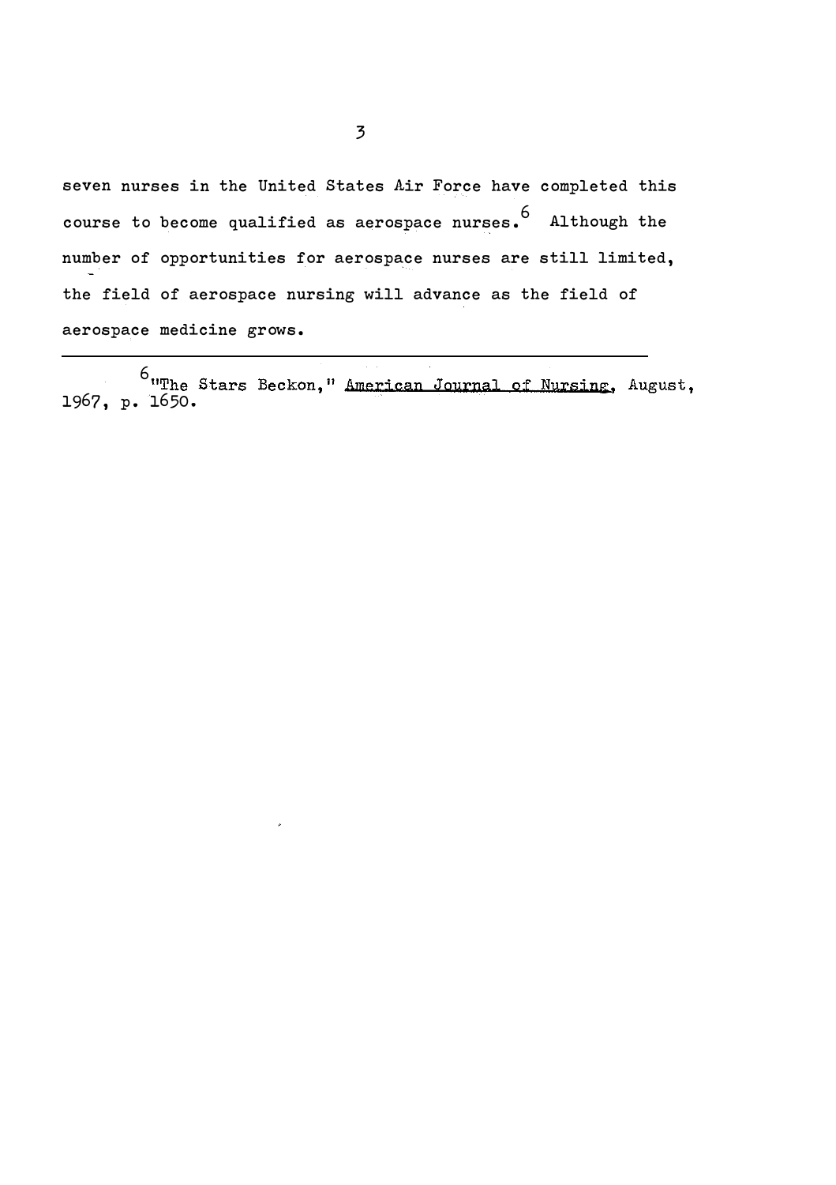seven nurses in the United States Air Force have completed this course to become qualified as aerospace nurses.[6] Although the number of opportunities for aerospace nurses are still limited, the field of aerospace nursing will advance as the field of aerospace medicine grows.

---

[6] "The Stars Beckon," American Journal of Nursing, August, 1967, p. 1650.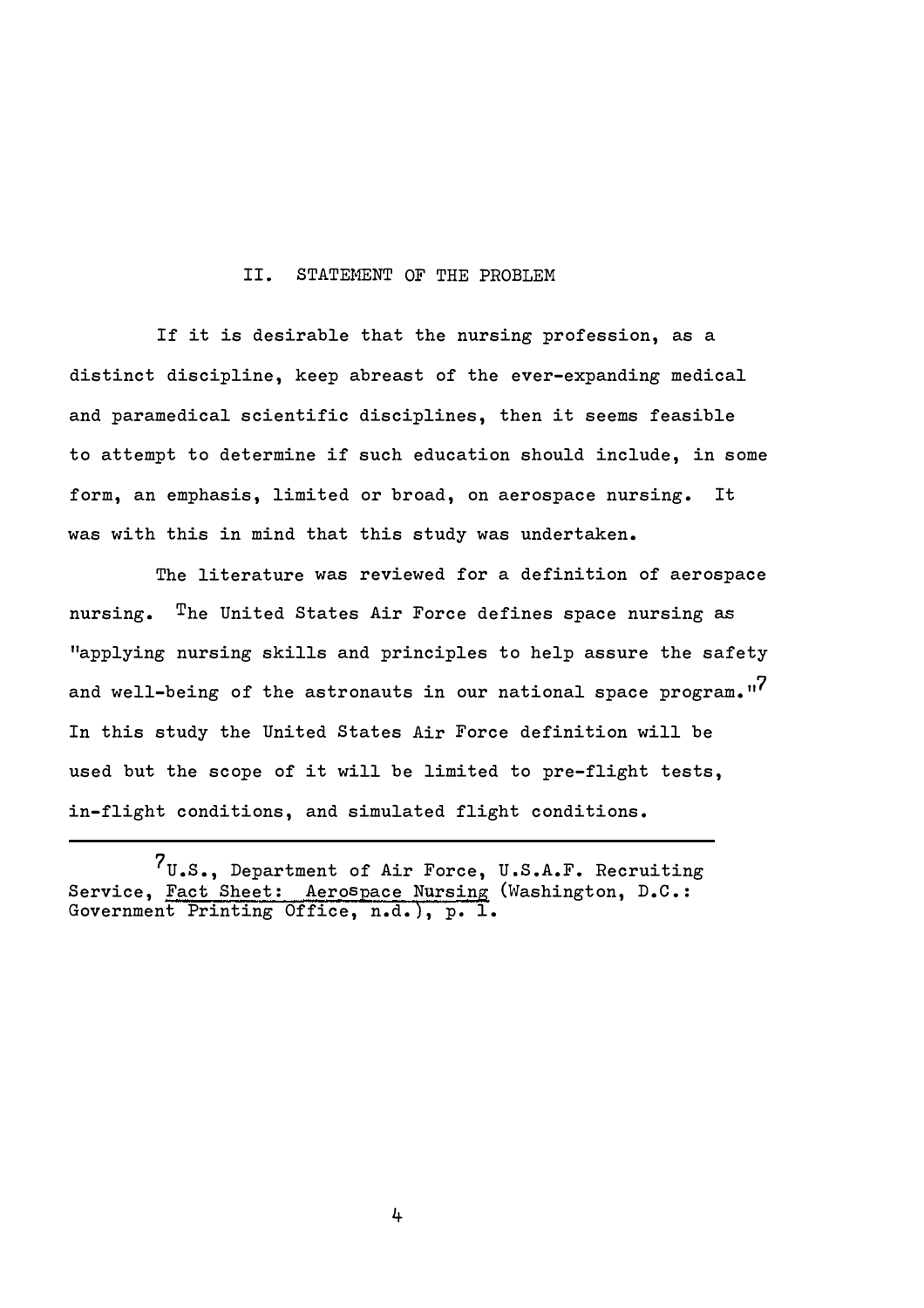## II. STATEMENT OF THE PROBLEM

If it is desirable that the nursing profession, as a distinct discipline, keep abreast of the ever-expanding medical and paramedical scientific disciplines, then it seems feasible to attempt to determine if such education should include, in some form, an emphasis, limited or broad, on aerospace nursing. It was with this in mind that this study was undertaken.

The literature was reviewed for a definition of aerospace nursing. The United States Air Force defines space nursing as "applying nursing skills and principles to help assure the safety and well-being of the astronauts in our national space program."[7] In this study the United States Air Force definition will be used but the scope of it will be limited to pre-flight tests, in-flight conditions, and simulated flight conditions.

---

[7] U.S., Department of Air Force, U.S.A.F. Recruiting Service, Fact Sheet: Aerospace Nursing (Washington, D.C.: Government Printing Office, n.d.), p. 1.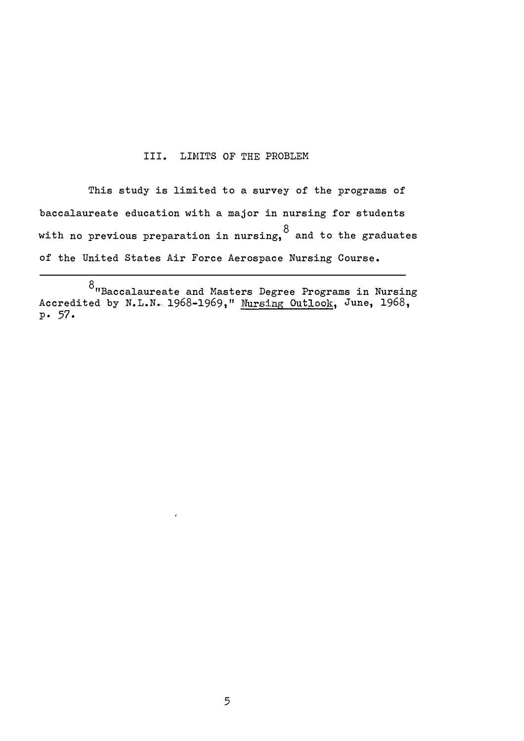## III. LIMITS OF THE PROBLEM

This study is limited to a survey of the programs of baccalaureate education with a major in nursing for students with no previous preparation in nursing,[8] and to the graduates of the United States Air Force Aerospace Nursing Course.

---

[8] "Baccalaureate and Masters Degree Programs in Nursing Accredited by N.L.N. 1968-1969," Nursing Outlook, June, 1968, p. 57.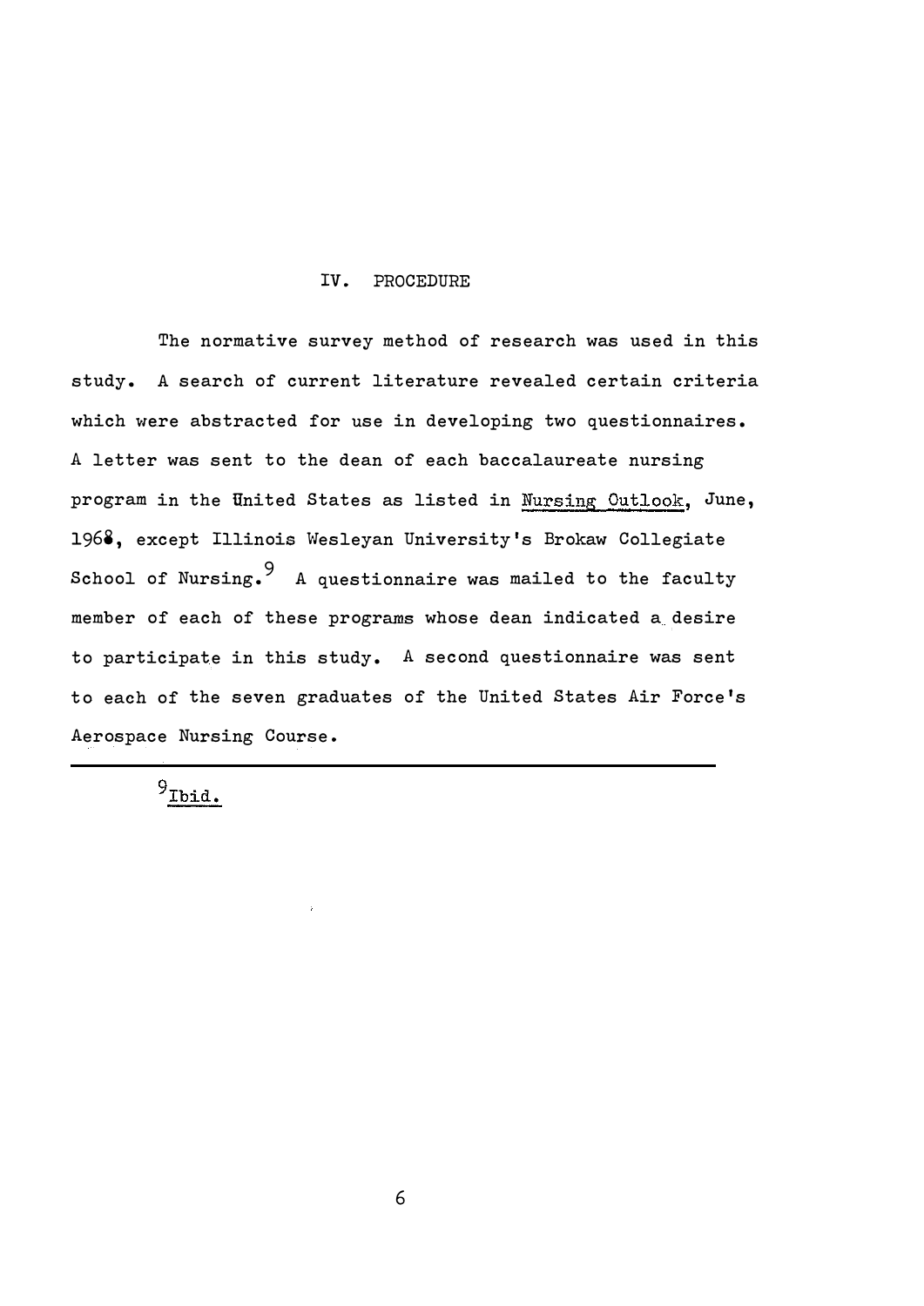## IV. PROCEDURE

The normative survey method of research was used in this study. A search of current literature revealed certain criteria which were abstracted for use in developing two questionnaires. A letter was sent to the dean of each baccalaureate nursing program in the United States as listed in Nursing Outlook, June, 1968, except Illinois Wesleyan University's Brokaw Collegiate School of Nursing.[9] A questionnaire was mailed to the faculty member of each of these programs whose dean indicated a desire to participate in this study. A second questionnaire was sent to each of the seven graduates of the United States Air Force's Aerospace Nursing Course.

---

[9] Ibid.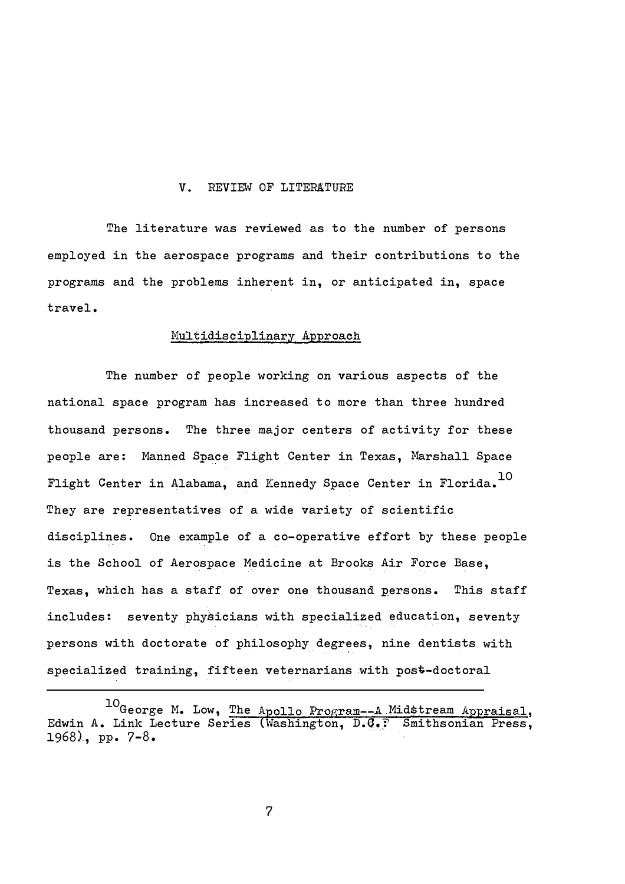## V. REVIEW OF LITERATURE

The literature was reviewed as to the number of persons employed in the aerospace programs and their contributions to the programs and the problems inherent in, or anticipated in, space travel.

### Multidisciplinary Approach

The number of people working on various aspects of the national space program has increased to more than three hundred thousand persons. The three major centers of activity for these people are: Manned Space Flight Center in Texas, Marshall Space Flight Center in Alabama, and Kennedy Space Center in Florida.[10] They are representatives of a wide variety of scientific disciplines. One example of a co-operative effort by these people is the School of Aerospace Medicine at Brooks Air Force Base, Texas, which has a staff of over one thousand persons. This staff includes: seventy physicians with specialized education, seventy persons with doctorate of philosophy degrees, nine dentists with specialized training, fifteen veternarians with post-doctoral

---

[10] George M. Low, The Apollo Program--A Midstream Appraisal, Edwin A. Link Lecture Series (Washington, D.C.: Smithsonian Press, 1968), pp. 7-8.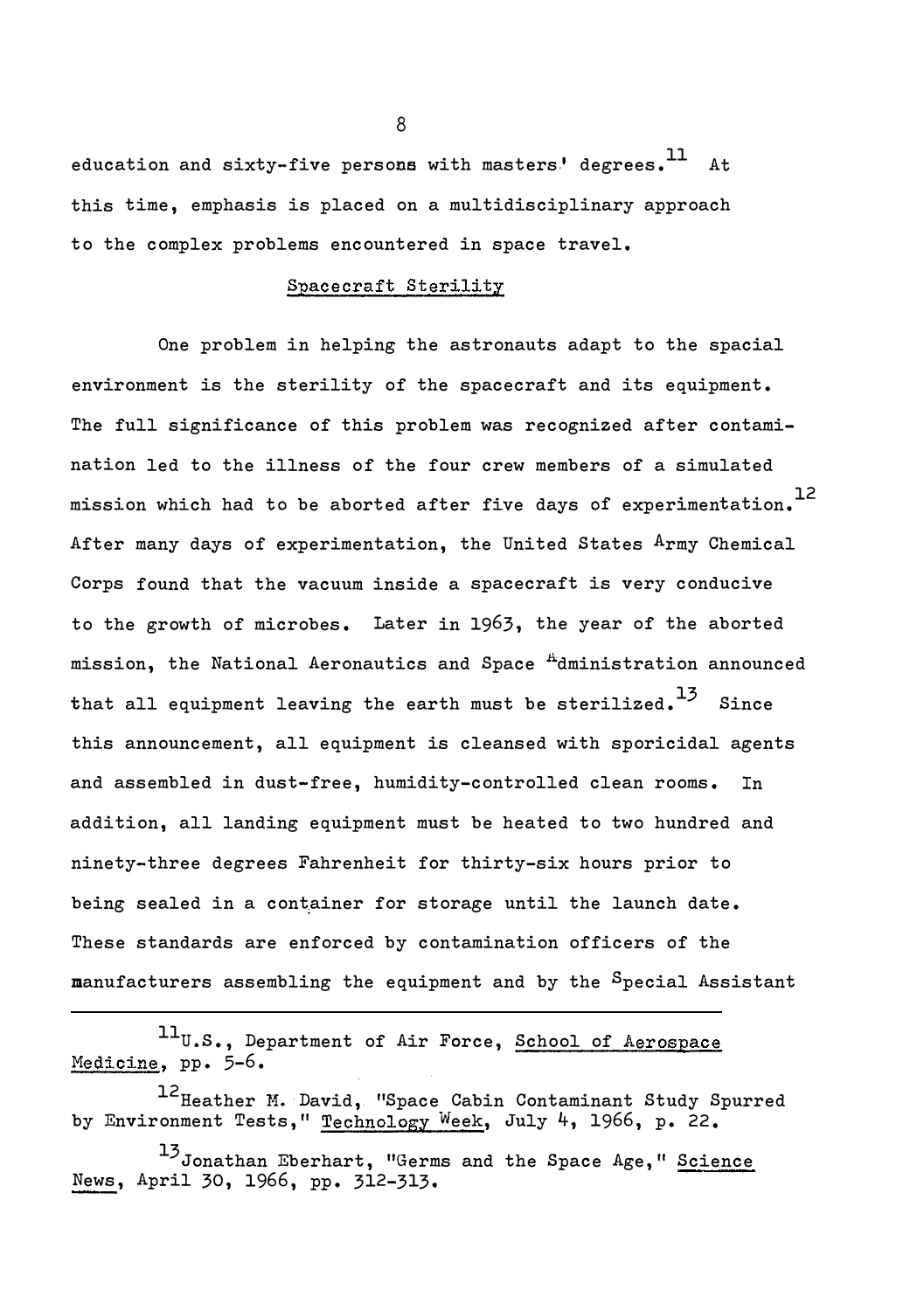education and sixty-five persons with masters' degrees.[11] At this time, emphasis is placed on a multidisciplinary approach to the complex problems encountered in space travel.

## Spacecraft Sterility

One problem in helping the astronauts adapt to the spacial environment is the sterility of the spacecraft and its equipment. The full significance of this problem was recognized after contamination led to the illness of the four crew members of a simulated mission which had to be aborted after five days of experimentation.[12] After many days of experimentation, the United States Army Chemical Corps found that the vacuum inside a spacecraft is very conducive to the growth of microbes. Later in 1963, the year of the aborted mission, the National Aeronautics and Space Administration announced that all equipment leaving the earth must be sterilized.[13] Since this announcement, all equipment is cleansed with sporicidal agents and assembled in dust-free, humidity-controlled clean rooms. In addition, all landing equipment must be heated to two hundred and ninety-three degrees Fahrenheit for thirty-six hours prior to being sealed in a container for storage until the launch date. These standards are enforced by contamination officers of the manufacturers assembling the equipment and by the Special Assistant

---

[11] U.S., Department of Air Force, School of Aerospace Medicine, pp. 5-6.

[12] Heather M. David, "Space Cabin Contaminant Study Spurred by Environment Tests," Technology Week, July 4, 1966, p. 22.

[13] Jonathan Eberhart, "Germs and the Space Age," Science News, April 30, 1966, pp. 312-313.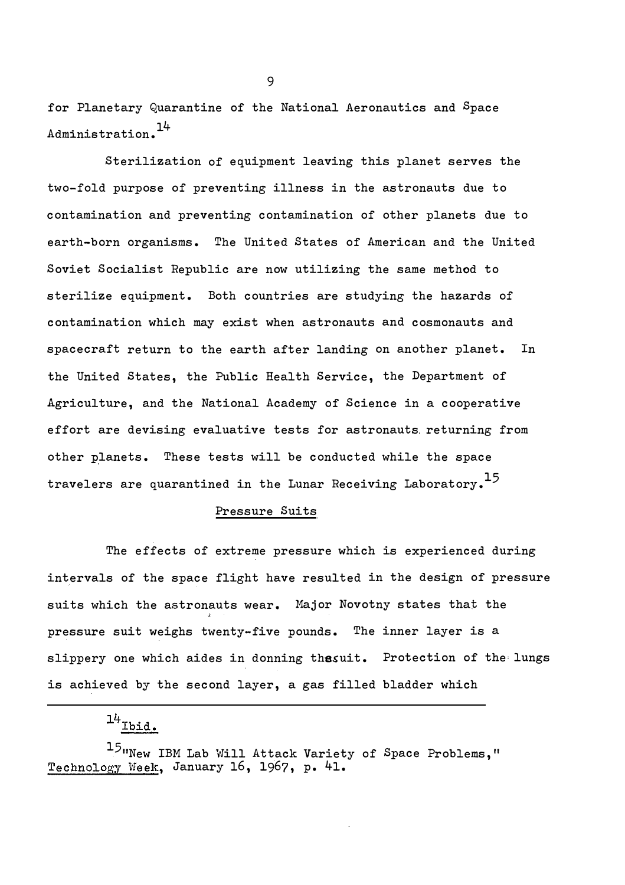for Planetary Quarantine of the National Aeronautics and Space Administration.[14]

Sterilization of equipment leaving this planet serves the two-fold purpose of preventing illness in the astronauts due to contamination and preventing contamination of other planets due to earth-born organisms. The United States of American and the United Soviet Socialist Republic are now utilizing the same method to sterilize equipment. Both countries are studying the hazards of contamination which may exist when astronauts and cosmonauts and spacecraft return to the earth after landing on another planet. In the United States, the Public Health Service, the Department of Agriculture, and the National Academy of Science in a cooperative effort are devising evaluative tests for astronauts returning from other planets. These tests will be conducted while the space travelers are quarantined in the Lunar Receiving Laboratory.[15]

## Pressure Suits

The effects of extreme pressure which is experienced during intervals of the space flight have resulted in the design of pressure suits which the astronauts wear. Major Novotny states that the pressure suit weighs twenty-five pounds. The inner layer is a slippery one which aides in donning the suit. Protection of the lungs is achieved by the second layer, a gas filled bladder which

---

[14] Ibid.

[15] "New IBM Lab Will Attack Variety of Space Problems," Technology Week, January 16, 1967, p. 41.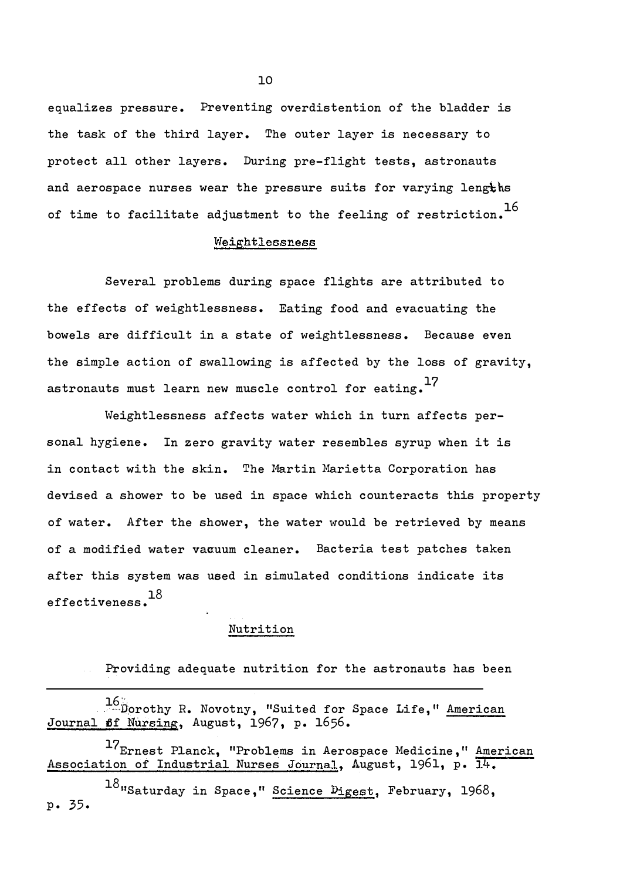equalizes pressure. Preventing overdistention of the bladder is the task of the third layer. The outer layer is necessary to protect all other layers. During pre-flight tests, astronauts and aerospace nurses wear the pressure suits for varying lengths of time to facilitate adjustment to the feeling of restriction.[16]

## Weightlessness

Several problems during space flights are attributed to the effects of weightlessness. Eating food and evacuating the bowels are difficult in a state of weightlessness. Because even the simple action of swallowing is affected by the loss of gravity, astronauts must learn new muscle control for eating.[17]

Weightlessness affects water which in turn affects personal hygiene. In zero gravity water resembles syrup when it is in contact with the skin. The Martin Marietta Corporation has devised a shower to be used in space which counteracts this property of water. After the shower, the water would be retrieved by means of a modified water vacuum cleaner. Bacteria test patches taken after this system was used in simulated conditions indicate its effectiveness.[18]

## Nutrition

Providing adequate nutrition for the astronauts has been

---

[16] Dorothy R. Novotny, "Suited for Space Life," *American Journal of Nursing*, August, 1967, p. 1656.

[17] Ernest Planck, "Problems in Aerospace Medicine," *American Association of Industrial Nurses Journal*, August, 1961, p. 14.

[18] "Saturday in Space," *Science Digest*, February, 1968, p. 35.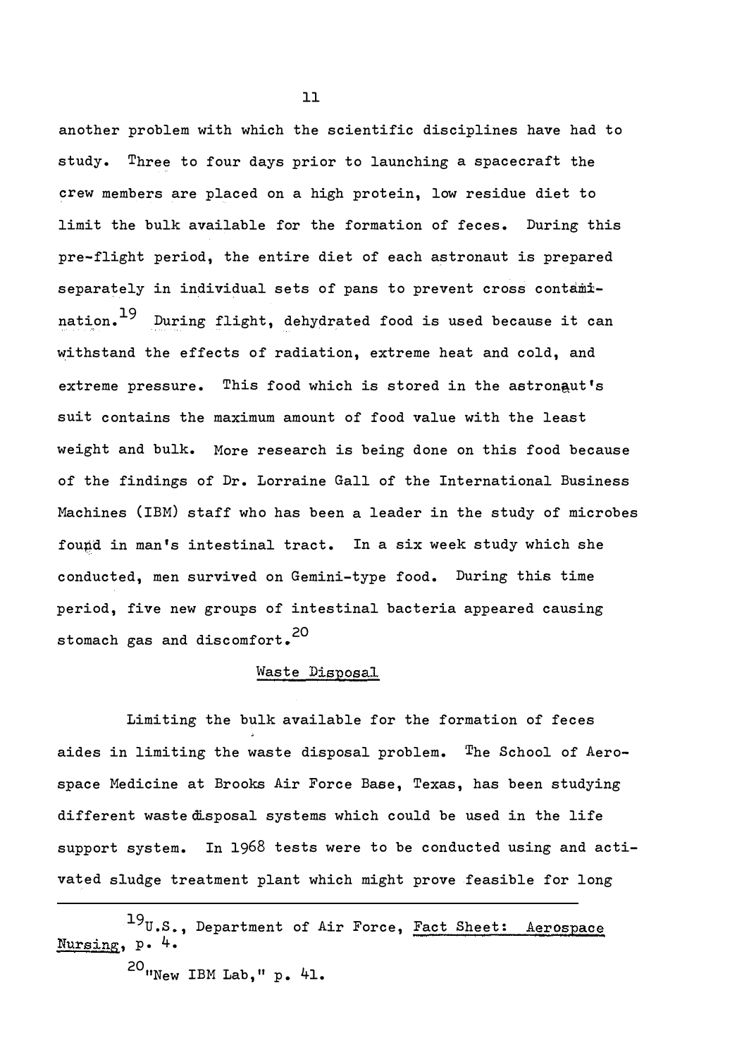another problem with which the scientific disciplines have had to study. Three to four days prior to launching a spacecraft the crew members are placed on a high protein, low residue diet to limit the bulk available for the formation of feces. During this pre-flight period, the entire diet of each astronaut is prepared separately in individual sets of pans to prevent cross contamination.[19] During flight, dehydrated food is used because it can withstand the effects of radiation, extreme heat and cold, and extreme pressure. This food which is stored in the astronaut's suit contains the maximum amount of food value with the least weight and bulk. More research is being done on this food because of the findings of Dr. Lorraine Gall of the International Business Machines (IBM) staff who has been a leader in the study of microbes found in man's intestinal tract. In a six week study which she conducted, men survived on Gemini-type food. During this time period, five new groups of intestinal bacteria appeared causing stomach gas and discomfort.[20]

## Waste Disposal

Limiting the bulk available for the formation of feces aides in limiting the waste disposal problem. The School of Aerospace Medicine at Brooks Air Force Base, Texas, has been studying different waste disposal systems which could be used in the life support system. In 1968 tests were to be conducted using and activated sludge treatment plant which might prove feasible for long

---

[19] U.S., Department of Air Force, Fact Sheet: Aerospace Nursing, p. 4.

[20] "New IBM Lab," p. 41.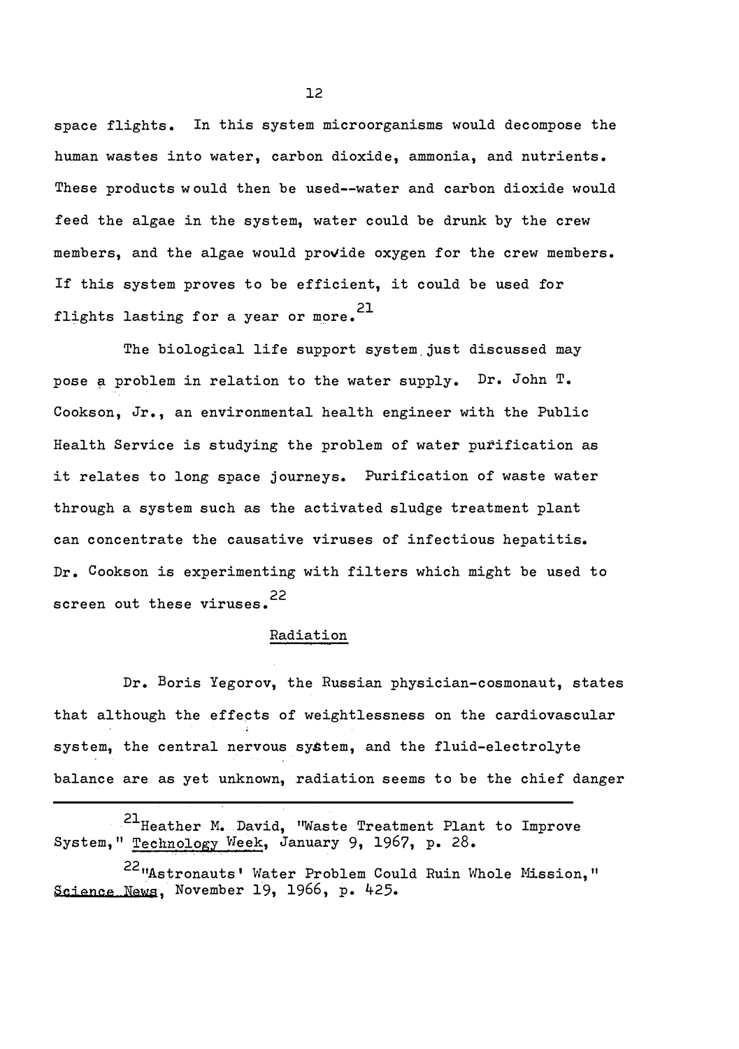space flights. In this system microorganisms would decompose the human wastes into water, carbon dioxide, ammonia, and nutrients. These products would then be used--water and carbon dioxide would feed the algae in the system, water could be drunk by the crew members, and the algae would provide oxygen for the crew members. If this system proves to be efficient, it could be used for flights lasting for a year or more.[21]

The biological life support system just discussed may pose a problem in relation to the water supply. Dr. John T. Cookson, Jr., an environmental health engineer with the Public Health Service is studying the problem of water purification as it relates to long space journeys. Purification of waste water through a system such as the activated sludge treatment plant can concentrate the causative viruses of infectious hepatitis. Dr. Cookson is experimenting with filters which might be used to screen out these viruses.[22]

## Radiation

Dr. Boris Yegorov, the Russian physician-cosmonaut, states that although the effects of weightlessness on the cardiovascular system, the central nervous system, and the fluid-electrolyte balance are as yet unknown, radiation seems to be the chief danger

---

[21]Heather M. David, "Waste Treatment Plant to Improve System," Technology Week, January 9, 1967, p. 28.

[22]"Astronauts' Water Problem Could Ruin Whole Mission," Science News, November 19, 1966, p. 425.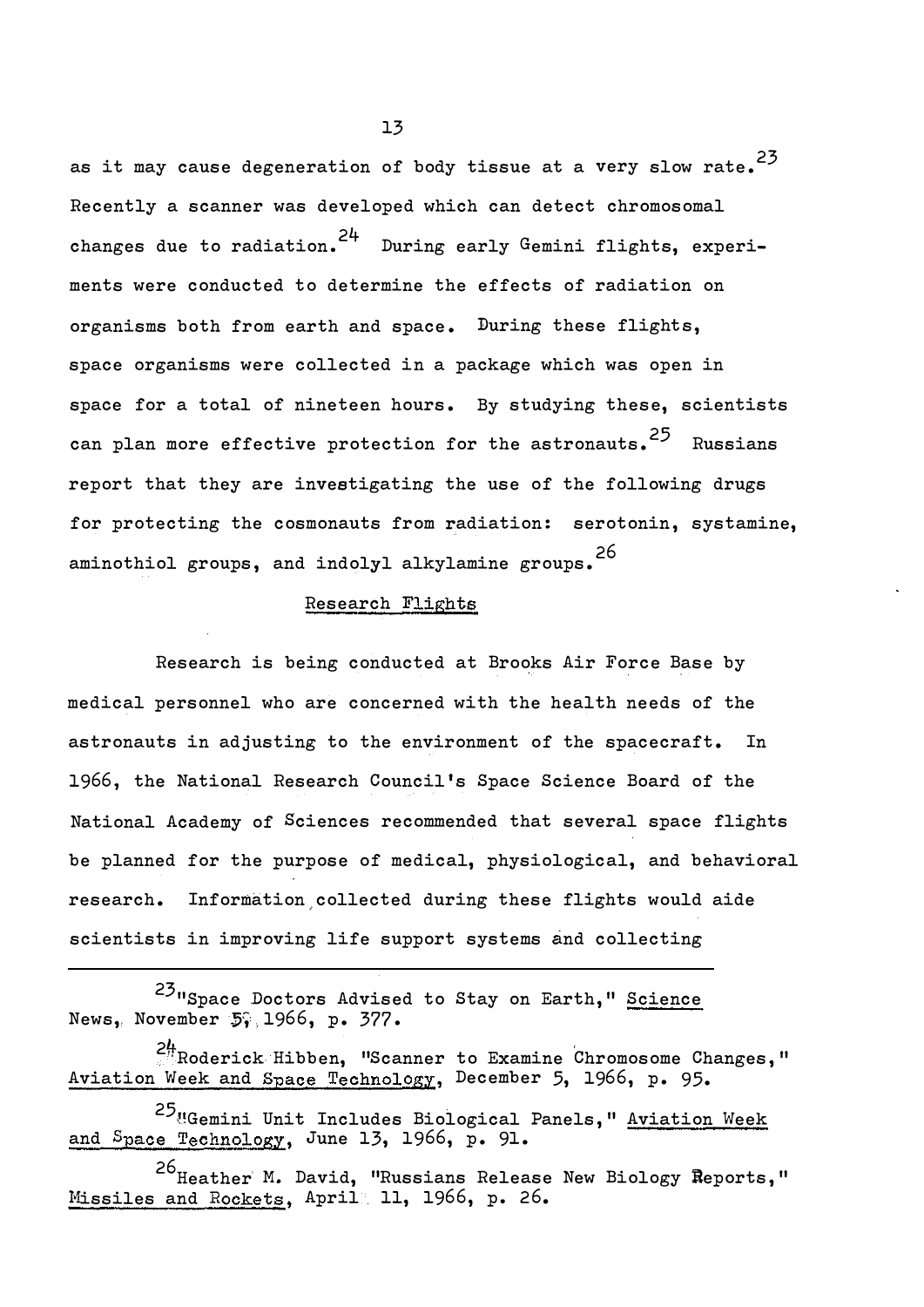as it may cause degeneration of body tissue at a very slow rate.[23] Recently a scanner was developed which can detect chromosomal changes due to radiation.[24] During early Gemini flights, experiments were conducted to determine the effects of radiation on organisms both from earth and space. During these flights, space organisms were collected in a package which was open in space for a total of nineteen hours. By studying these, scientists can plan more effective protection for the astronauts.[25] Russians report that they are investigating the use of the following drugs for protecting the cosmonauts from radiation: serotonin, systamine, aminothiol groups, and indolyl alkylamine groups.[26]

<u>Research Flights</u>

Research is being conducted at Brooks Air Force Base by medical personnel who are concerned with the health needs of the astronauts in adjusting to the environment of the spacecraft. In 1966, the National Research Council's Space Science Board of the National Academy of Sciences recommended that several space flights be planned for the purpose of medical, physiological, and behavioral research. Information collected during these flights would aide scientists in improving life support systems and collecting

---

[23] "Space Doctors Advised to Stay on Earth," <u>Science News</u>, November 5, 1966, p. 377.

[24] Roderick Hibben, "Scanner to Examine Chromosome Changes," <u>Aviation Week and Space Technology</u>, December 5, 1966, p. 95.

[25] "Gemini Unit Includes Biological Panels," <u>Aviation Week and Space Technology</u>, June 13, 1966, p. 91.

[26] Heather M. David, "Russians Release New Biology Reports," <u>Missiles and Rockets</u>, April 11, 1966, p. 26.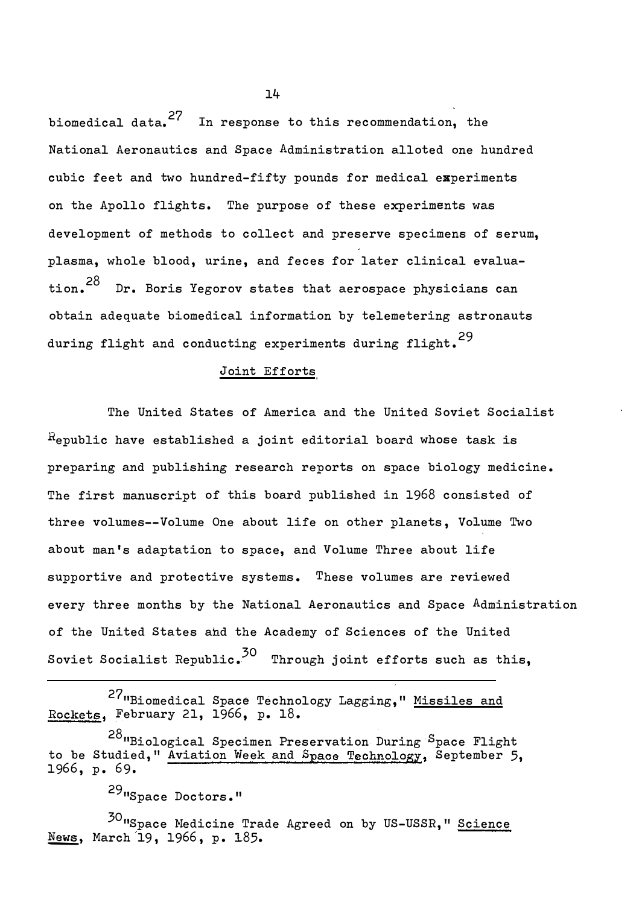biomedical data.[27] In response to this recommendation, the National Aeronautics and Space Administration alloted one hundred cubic feet and two hundred-fifty pounds for medical experiments on the Apollo flights. The purpose of these experiments was development of methods to collect and preserve specimens of serum, plasma, whole blood, urine, and feces for later clinical evaluation.[28] Dr. Boris Yegorov states that aerospace physicians can obtain adequate biomedical information by telemetering astronauts during flight and conducting experiments during flight.[29]

## Joint Efforts

The United States of America and the United Soviet Socialist Republic have established a joint editorial board whose task is preparing and publishing research reports on space biology medicine. The first manuscript of this board published in 1968 consisted of three volumes--Volume One about life on other planets, Volume Two about man's adaptation to space, and Volume Three about life supportive and protective systems. These volumes are reviewed every three months by the National Aeronautics and Space Administration of the United States and the Academy of Sciences of the United Soviet Socialist Republic.[30] Through joint efforts such as this,

---

[27]"Biomedical Space Technology Lagging," Missiles and Rockets, February 21, 1966, p. 18.

[28]"Biological Specimen Preservation During Space Flight to be Studied," Aviation Week and Space Technology, September 5, 1966, p. 69.

[29]"Space Doctors."

[30]"Space Medicine Trade Agreed on by US-USSR," Science News, March 19, 1966, p. 185.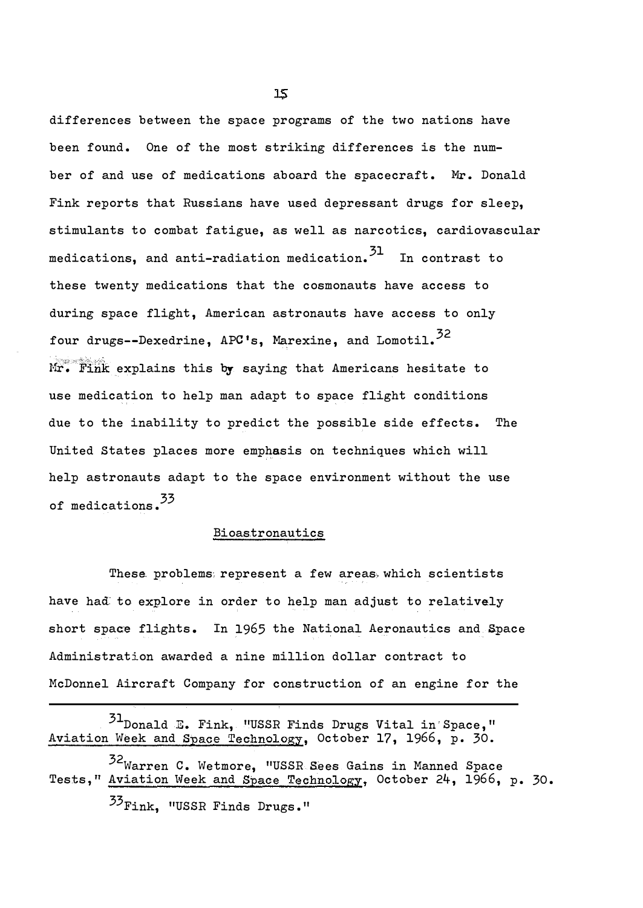differences between the space programs of the two nations have been found. One of the most striking differences is the number of and use of medications aboard the spacecraft. Mr. Donald Fink reports that Russians have used depressant drugs for sleep, stimulants to combat fatigue, as well as narcotics, cardiovascular medications, and anti-radiation medication.[31] In contrast to these twenty medications that the cosmonauts have access to during space flight, American astronauts have access to only four drugs--Dexedrine, APC's, Marexine, and Lomotil.[32] Mr. Fink explains this by saying that Americans hesitate to use medication to help man adapt to space flight conditions due to the inability to predict the possible side effects. The United States places more emphasis on techniques which will help astronauts adapt to the space environment without the use of medications.[33]

## Bioastronautics

These problems represent a few areas which scientists have had to explore in order to help man adjust to relatively short space flights. In 1965 the National Aeronautics and Space Administration awarded a nine million dollar contract to McDonnel Aircraft Company for construction of an engine for the

---

[31] Donald E. Fink, "USSR Finds Drugs Vital in Space," Aviation Week and Space Technology, October 17, 1966, p. 30.

[32] Warren C. Wetmore, "USSR Sees Gains in Manned Space Tests," Aviation Week and Space Technology, October 24, 1966, p. 30.

[33] Fink, "USSR Finds Drugs."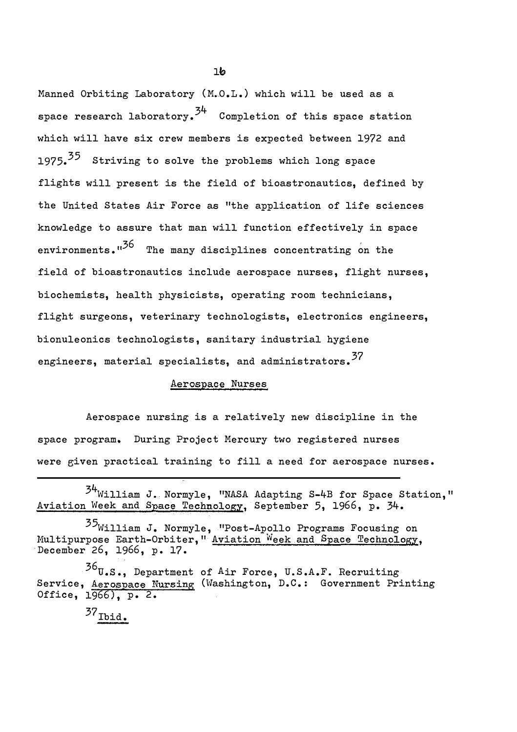Manned Orbiting Laboratory (M.O.L.) which will be used as a space research laboratory.[34] Completion of this space station which will have six crew members is expected between 1972 and 1975.[35] Striving to solve the problems which long space flights will present is the field of bioastronautics, defined by the United States Air Force as "the application of life sciences knowledge to assure that man will function effectively in space environments."[36] The many disciplines concentrating on the field of bioastronautics include aerospace nurses, flight nurses, biochemists, health physicists, operating room technicians, flight surgeons, veterinary technologists, electronics engineers, bionuleonics technologists, sanitary industrial hygiene engineers, material specialists, and administrators.[37]

## Aerospace Nurses

Aerospace nursing is a relatively new discipline in the space program. During Project Mercury two registered nurses were given practical training to fill a need for aerospace nurses.

---

[34] William J. Normyle, "NASA Adapting S-4B for Space Station," Aviation Week and Space Technology, September 5, 1966, p. 34.

[35] William J. Normyle, "Post-Apollo Programs Focusing on Multipurpose Earth-Orbiter," Aviation Week and Space Technology, December 26, 1966, p. 17.

[36] U.S., Department of Air Force, U.S.A.F. Recruiting Service, Aerospace Nursing (Washington, D.C.: Government Printing Office, 1966), p. 2.

[37] Ibid.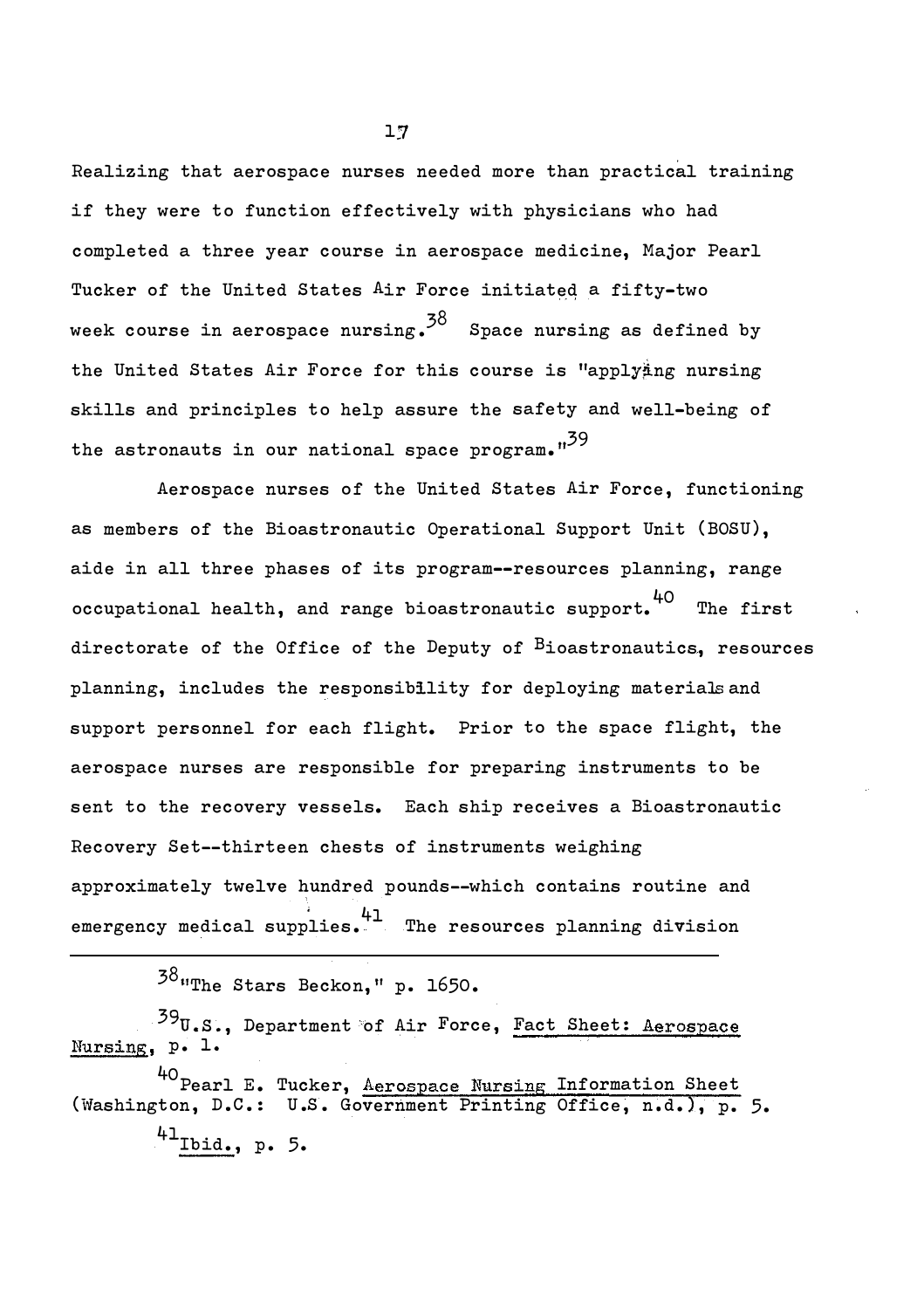Realizing that aerospace nurses needed more than practical training if they were to function effectively with physicians who had completed a three year course in aerospace medicine, Major Pearl Tucker of the United States Air Force initiated a fifty-two week course in aerospace nursing.[38] Space nursing as defined by the United States Air Force for this course is "applying nursing skills and principles to help assure the safety and well-being of the astronauts in our national space program."[39]

Aerospace nurses of the United States Air Force, functioning as members of the Bioastronautic Operational Support Unit (BOSU), aide in all three phases of its program--resources planning, range occupational health, and range bioastronautic support.[40] The first directorate of the Office of the Deputy of Bioastronautics, resources planning, includes the responsibility for deploying materials and support personnel for each flight. Prior to the space flight, the aerospace nurses are responsible for preparing instruments to be sent to the recovery vessels. Each ship receives a Bioastronautic Recovery Set--thirteen chests of instruments weighing approximately twelve hundred pounds--which contains routine and emergency medical supplies.[41] The resources planning division

---

[38] "The Stars Beckon," p. 1650.

[39] U.S., Department of Air Force, Fact Sheet: Aerospace Nursing, p. 1.

[40] Pearl E. Tucker, Aerospace Nursing Information Sheet (Washington, D.C.: U.S. Government Printing Office, n.d.), p. 5.

[41] Ibid., p. 5.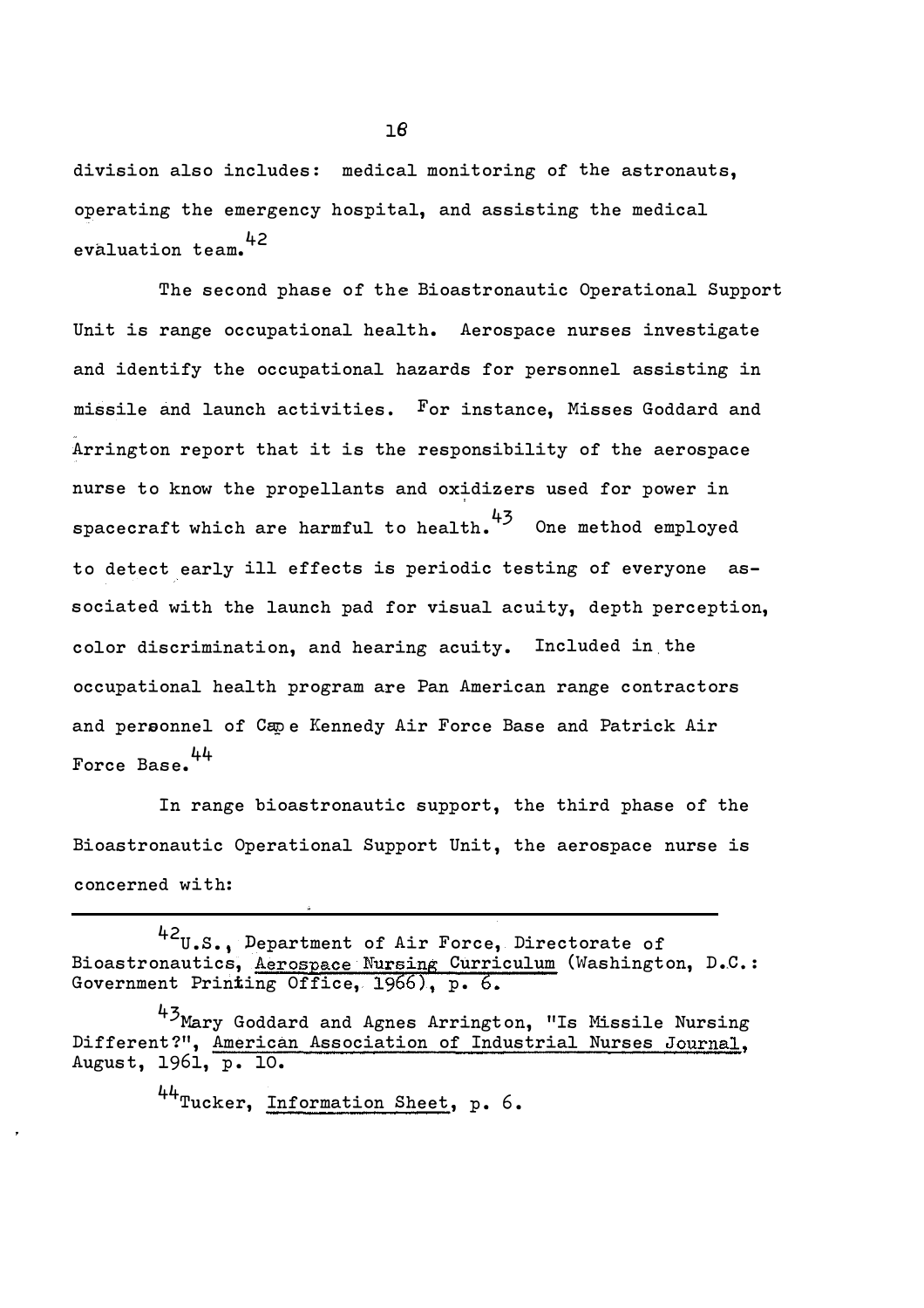division also includes: medical monitoring of the astronauts, operating the emergency hospital, and assisting the medical evaluation team.[42]

The second phase of the Bioastronautic Operational Support Unit is range occupational health. Aerospace nurses investigate and identify the occupational hazards for personnel assisting in missile and launch activities. For instance, Misses Goddard and Arrington report that it is the responsibility of the aerospace nurse to know the propellants and oxidizers used for power in spacecraft which are harmful to health.[43] One method employed to detect early ill effects is periodic testing of everyone associated with the launch pad for visual acuity, depth perception, color discrimination, and hearing acuity. Included in the occupational health program are Pan American range contractors and personnel of Cape Kennedy Air Force Base and Patrick Air Force Base.[44]

In range bioastronautic support, the third phase of the Bioastronautic Operational Support Unit, the aerospace nurse is concerned with:

---

[42] U.S., Department of Air Force, Directorate of Bioastronautics, Aerospace Nursing Curriculum (Washington, D.C.: Government Printing Office, 1966), p. 6.

[43] Mary Goddard and Agnes Arrington, "Is Missile Nursing Different?", American Association of Industrial Nurses Journal, August, 1961, p. 10.

[44] Tucker, Information Sheet, p. 6.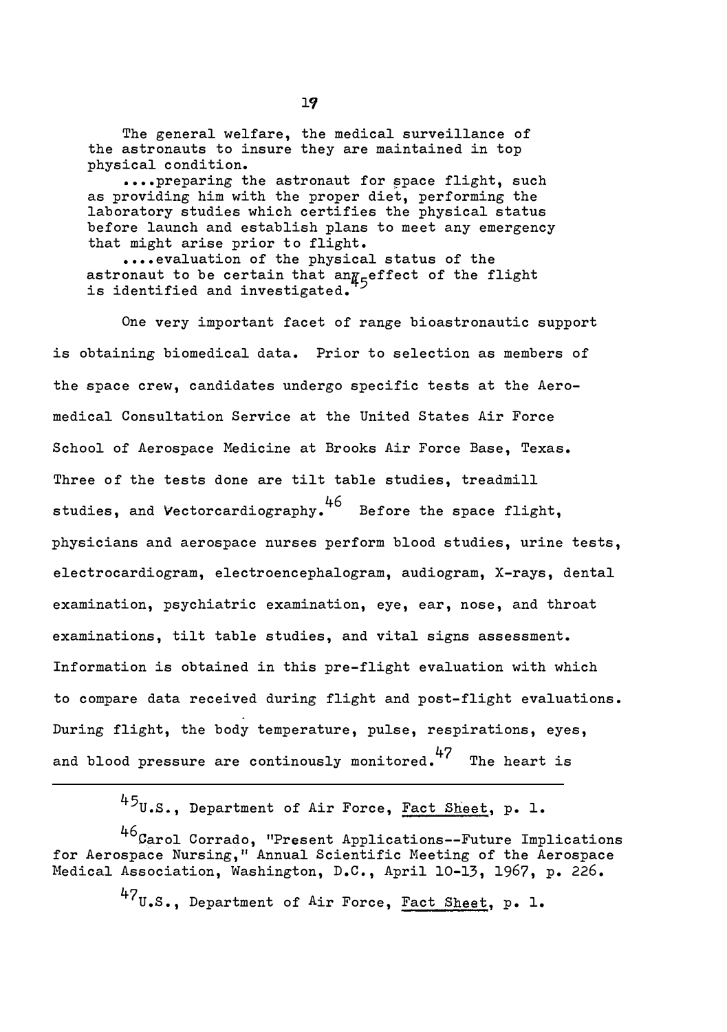> The general welfare, the medical surveillance of the astronauts to insure they are maintained in top physical condition.
>
> ....preparing the astronaut for space flight, such as providing him with the proper diet, performing the laboratory studies which certifies the physical status before launch and establish plans to meet any emergency that might arise prior to flight.
>
> ....evaluation of the physical status of the astronaut to be certain that any effect of the flight is identified and investigated.[45]

One very important facet of range bioastronautic support is obtaining biomedical data. Prior to selection as members of the space crew, candidates undergo specific tests at the Aeromedical Consultation Service at the United States Air Force School of Aerospace Medicine at Brooks Air Force Base, Texas. Three of the tests done are tilt table studies, treadmill studies, and Vectorcardiography.[46] Before the space flight, physicians and aerospace nurses perform blood studies, urine tests, electrocardiogram, electroencephalogram, audiogram, X-rays, dental examination, psychiatric examination, eye, ear, nose, and throat examinations, tilt table studies, and vital signs assessment. Information is obtained in this pre-flight evaluation with which to compare data received during flight and post-flight evaluations. During flight, the body temperature, pulse, respirations, eyes, and blood pressure are continously monitored.[47] The heart is

---

[45] U.S., Department of Air Force, Fact Sheet, p. 1.

[46] Carol Corrado, "Present Applications--Future Implications for Aerospace Nursing," Annual Scientific Meeting of the Aerospace Medical Association, Washington, D.C., April 10-13, 1967, p. 226.

[47] U.S., Department of Air Force, Fact Sheet, p. 1.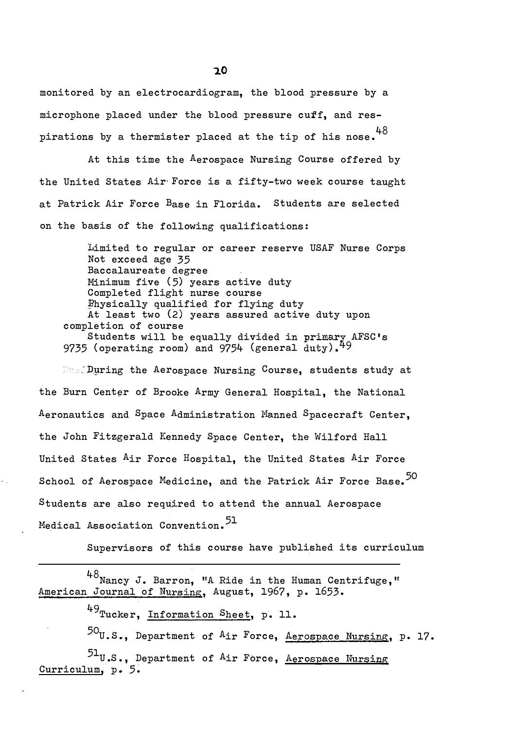monitored by an electrocardiogram, the blood pressure by a microphone placed under the blood pressure cuff, and respirations by a thermister placed at the tip of his nose.[48]

At this time the Aerospace Nursing Course offered by the United States Air Force is a fifty-two week course taught at Patrick Air Force Base in Florida. Students are selected on the basis of the following qualifications:

> Limited to regular or career reserve USAF Nurse Corps
> Not exceed age 35
> Baccalaureate degree
> Minimum five (5) years active duty
> Completed flight nurse course
> Physically qualified for flying duty
> At least two (2) years assured active duty upon completion of course
> Students will be equally divided in primary AFSC's 9735 (operating room) and 9754 (general duty).[49]

During the Aerospace Nursing Course, students study at the Burn Center of Brooke Army General Hospital, the National Aeronautics and Space Administration Manned Spacecraft Center, the John Fitzgerald Kennedy Space Center, the Wilford Hall United States Air Force Hospital, the United States Air Force School of Aerospace Medicine, and the Patrick Air Force Base.[50] Students are also required to attend the annual Aerospace Medical Association Convention.[51]

Supervisors of this course have published its curriculum

---

[48] Nancy J. Barron, "A Ride in the Human Centrifuge," American Journal of Nursing, August, 1967, p. 1653.

[49] Tucker, Information Sheet, p. 11.

[50] U.S., Department of Air Force, Aerospace Nursing, p. 17.

[51] U.S., Department of Air Force, Aerospace Nursing Curriculum, p. 5.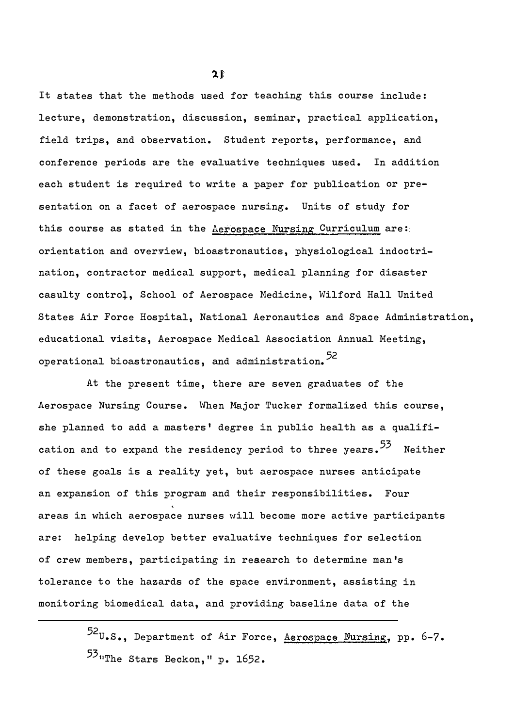It states that the methods used for teaching this course include: lecture, demonstration, discussion, seminar, practical application, field trips, and observation. Student reports, performance, and conference periods are the evaluative techniques used. In addition each student is required to write a paper for publication or presentation on a facet of aerospace nursing. Units of study for this course as stated in the Aerospace Nursing Curriculum are: orientation and overview, bioastronautics, physiological indoctrination, contractor medical support, medical planning for disaster casulty control, School of Aerospace Medicine, Wilford Hall United States Air Force Hospital, National Aeronautics and Space Administration, educational visits, Aerospace Medical Association Annual Meeting, operational bioastronautics, and administration.[52]

At the present time, there are seven graduates of the Aerospace Nursing Course. When Major Tucker formalized this course, she planned to add a masters' degree in public health as a qualification and to expand the residency period to three years.[53] Neither of these goals is a reality yet, but aerospace nurses anticipate an expansion of this program and their responsibilities. Four areas in which aerospace nurses will become more active participants are: helping develop better evaluative techniques for selection of crew members, participating in reaearch to determine man's tolerance to the hazards of the space environment, assisting in monitoring biomedical data, and providing baseline data of the

---

[52] U.S., Department of Air Force, Aerospace Nursing, pp. 6-7.

[53] "The Stars Beckon," p. 1652.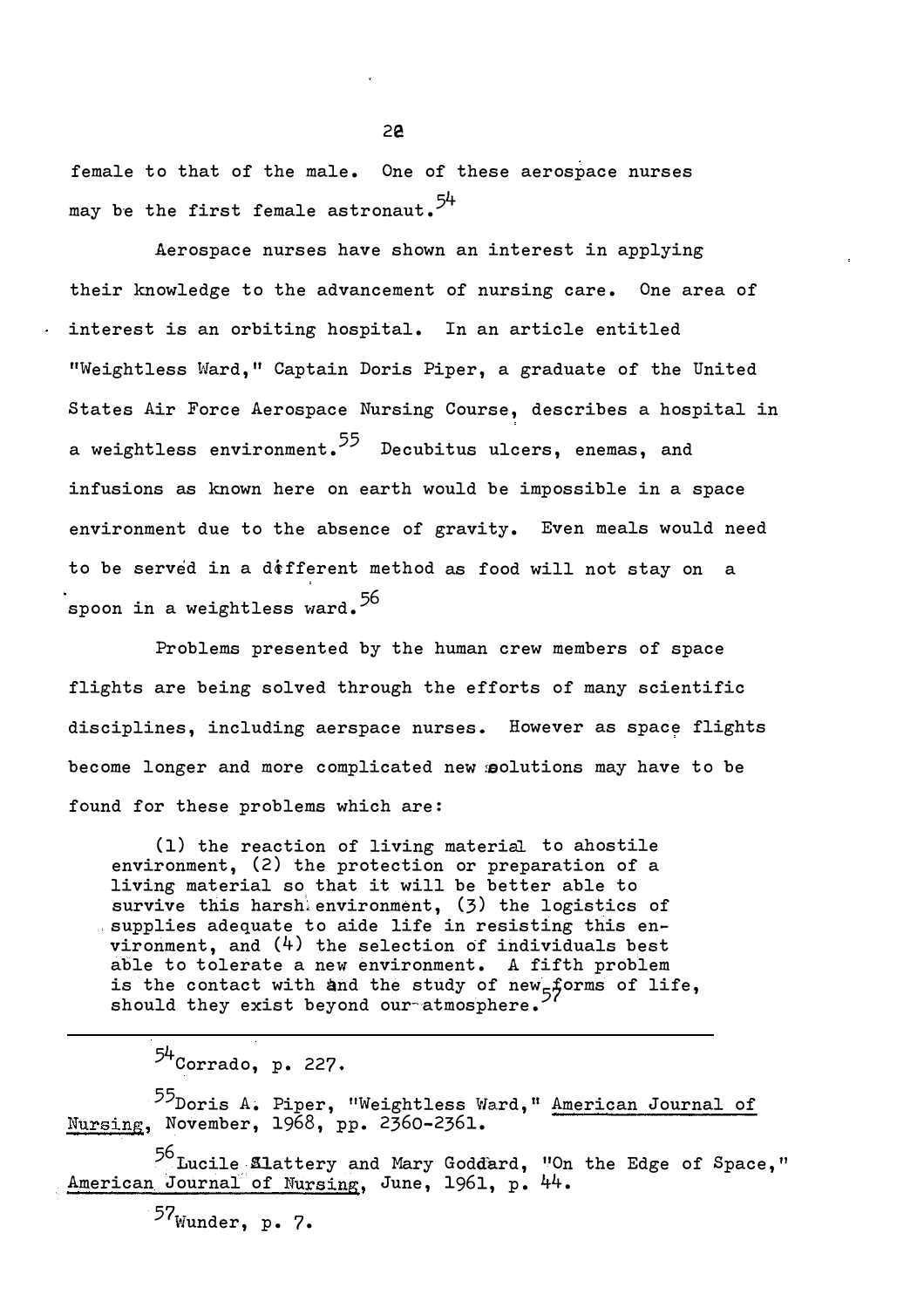female to that of the male. One of these aerospace nurses may be the first female astronaut.[54]

Aerospace nurses have shown an interest in applying their knowledge to the advancement of nursing care. One area of interest is an orbiting hospital. In an article entitled "Weightless Ward," Captain Doris Piper, a graduate of the United States Air Force Aerospace Nursing Course, describes a hospital in a weightless environment.[55] Decubitus ulcers, enemas, and infusions as known here on earth would be impossible in a space environment due to the absence of gravity. Even meals would need to be served in a different method as food will not stay on a spoon in a weightless ward.[56]

Problems presented by the human crew members of space flights are being solved through the efforts of many scientific disciplines, including aerspace nurses. However as space flights become longer and more complicated new solutions may have to be found for these problems which are:

> (1) the reaction of living material to ahostile environment, (2) the protection or preparation of a living material so that it will be better able to survive this harsh environment, (3) the logistics of supplies adequate to aide life in resisting this environment, and (4) the selection of individuals best able to tolerate a new environment. A fifth problem is the contact with and the study of new forms of life, should they exist beyond our atmosphere.[57]

---

[54] Corrado, p. 227.

[55] Doris A. Piper, "Weightless Ward," American Journal of Nursing, November, 1968, pp. 2360-2361.

[56] Lucile Slattery and Mary Goddard, "On the Edge of Space," American Journal of Nursing, June, 1961, p. 44.

[57] Wunder, p. 7.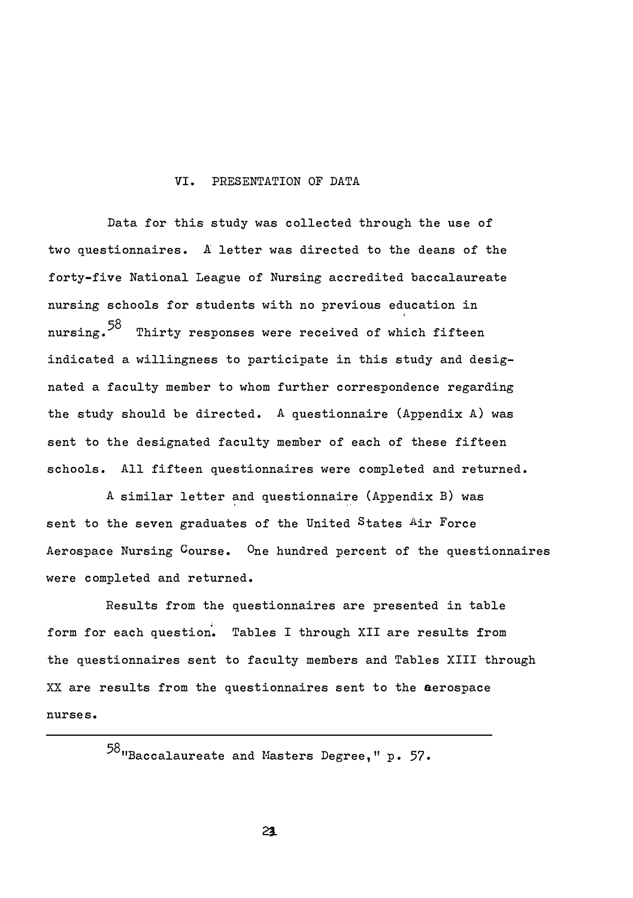## VI. PRESENTATION OF DATA

Data for this study was collected through the use of two questionnaires. A letter was directed to the deans of the forty-five National League of Nursing accredited baccalaureate nursing schools for students with no previous education in nursing.[58] Thirty responses were received of which fifteen indicated a willingness to participate in this study and designated a faculty member to whom further correspondence regarding the study should be directed. A questionnaire (Appendix A) was sent to the designated faculty member of each of these fifteen schools. All fifteen questionnaires were completed and returned.

A similar letter and questionnaire (Appendix B) was sent to the seven graduates of the United States Air Force Aerospace Nursing Course. One hundred percent of the questionnaires were completed and returned.

Results from the questionnaires are presented in table form for each question. Tables I through XII are results from the questionnaires sent to faculty members and Tables XIII through XX are results from the questionnaires sent to the aerospace nurses.

---

[58] "Baccalaureate and Masters Degree," p. 57.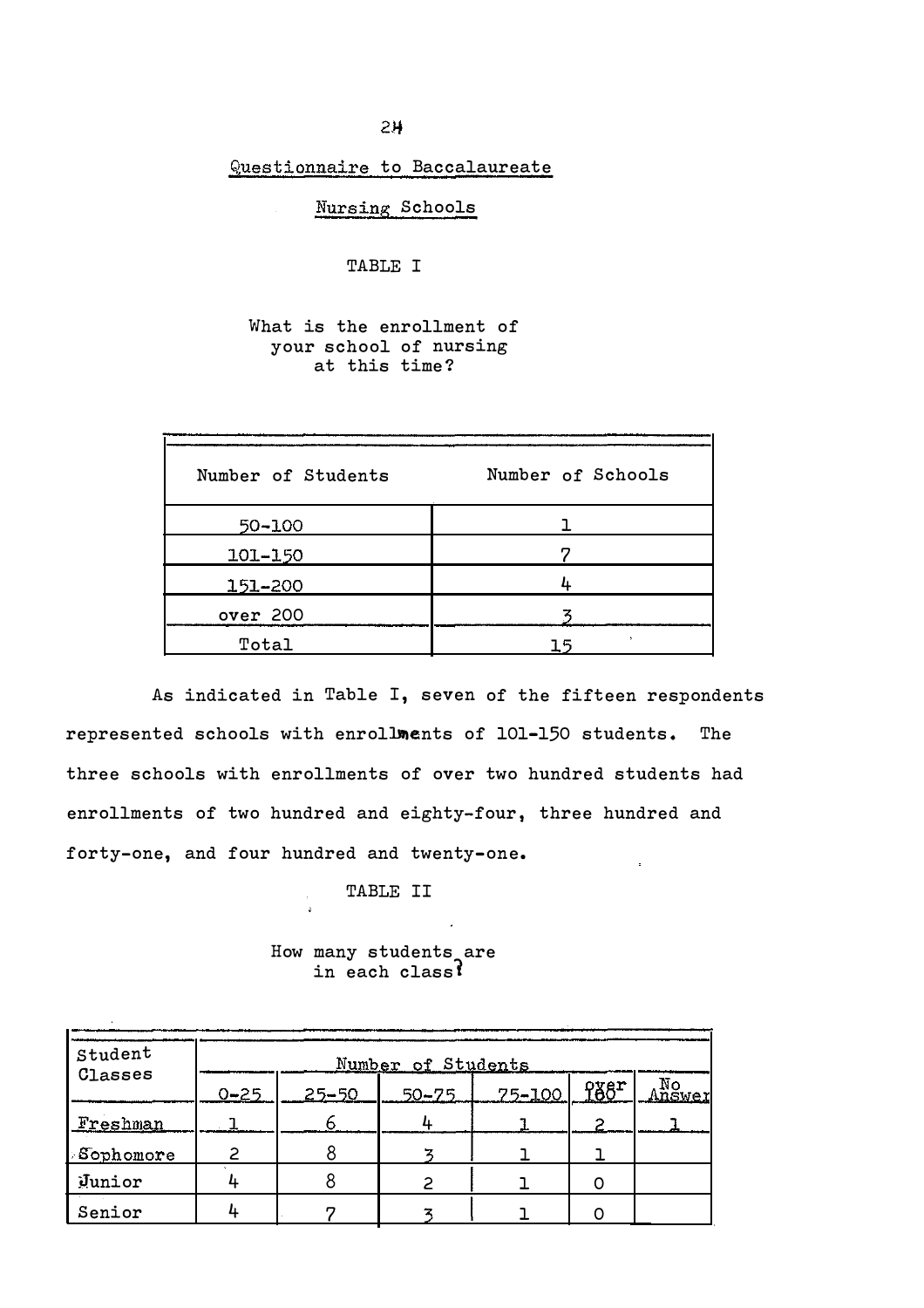## Questionnaire to Baccalaureate Nursing Schools

TABLE I

What is the enrollment of your school of nursing at this time?

| Number of Students | Number of Schools |
|---|---|
| 50-100 | 1 |
| 101-150 | 7 |
| 151-200 | 4 |
| over 200 | 3 |
| Total | 15 |

As indicated in Table I, seven of the fifteen respondents represented schools with enrollments of 101-150 students. The three schools with enrollments of over two hundred students had enrollments of two hundred and eighty-four, three hundred and forty-one, and four hundred and twenty-one.

TABLE II

How many students are in each class?

| Student Classes | Number of Students | | | | | |
|---|---|---|---|---|---|---|
| | 0-25 | 25-50 | 50-75 | 75-100 | over 100 | No Answer |
| Freshman | 1 | 6 | 4 | 1 | 2 | 1 |
| Sophomore | 2 | 8 | 3 | 1 | 1 | |
| Junior | 4 | 8 | 2 | 1 | 0 | |
| Senior | 4 | 7 | 3 | 1 | 0 | |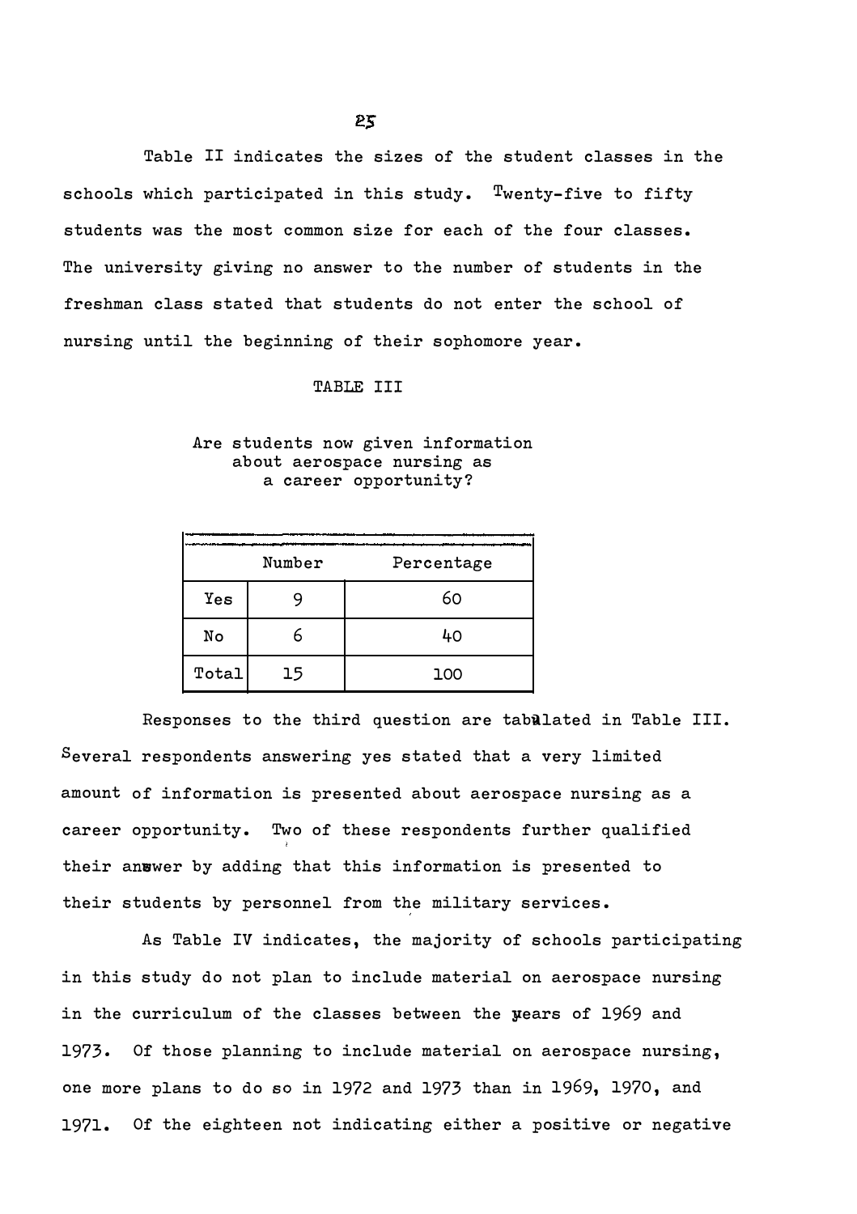Table II indicates the sizes of the student classes in the schools which participated in this study. Twenty-five to fifty students was the most common size for each of the four classes. The university giving no answer to the number of students in the freshman class stated that students do not enter the school of nursing until the beginning of their sophomore year.

TABLE III

Are students now given information about aerospace nursing as a career opportunity?

| | Number | Percentage |
|---|---|---|
| Yes | 9 | 60 |
| No | 6 | 40 |
| Total | 15 | 100 |

Responses to the third question are tabulated in Table III. Several respondents answering yes stated that a very limited amount of information is presented about aerospace nursing as a career opportunity. Two of these respondents further qualified their answer by adding that this information is presented to their students by personnel from the military services.

As Table IV indicates, the majority of schools participating in this study do not plan to include material on aerospace nursing in the curriculum of the classes between the years of 1969 and 1973. Of those planning to include material on aerospace nursing, one more plans to do so in 1972 and 1973 than in 1969, 1970, and 1971. Of the eighteen not indicating either a positive or negative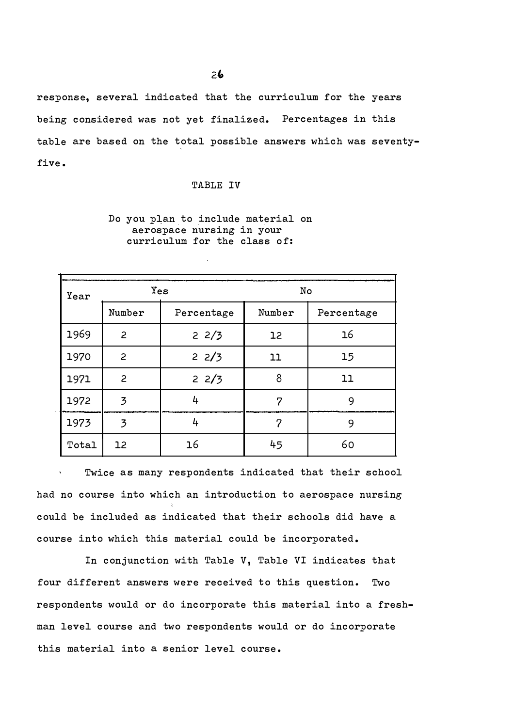response, several indicated that the curriculum for the years being considered was not yet finalized. Percentages in this table are based on the total possible answers which was seventy-five.

TABLE IV

Do you plan to include material on aerospace nursing in your curriculum for the class of:

| Year | Yes | | No | |
|---|---|---|---|---|
| | Number | Percentage | Number | Percentage |
| 1969 | 2 | 2 2/3 | 12 | 16 |
| 1970 | 2 | 2 2/3 | 11 | 15 |
| 1971 | 2 | 2 2/3 | 8 | 11 |
| 1972 | 3 | 4 | 7 | 9 |
| 1973 | 3 | 4 | 7 | 9 |
| Total | 12 | 16 | 45 | 60 |

Twice as many respondents indicated that their school had no course into which an introduction to aerospace nursing could be included as indicated that their schools did have a course into which this material could be incorporated.

In conjunction with Table V, Table VI indicates that four different answers were received to this question. Two respondents would or do incorporate this material into a freshman level course and two respondents would or do incorporate this material into a senior level course.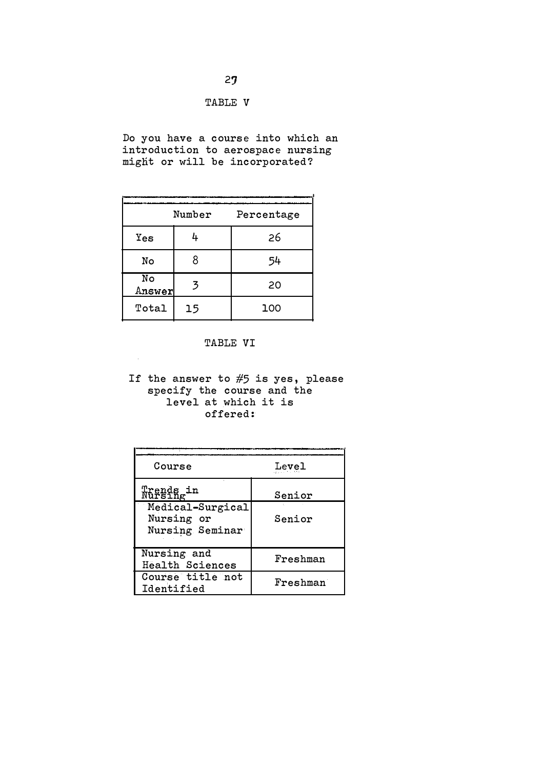TABLE V

Do you have a course into which an introduction to aerospace nursing might or will be incorporated?

| | Number | Percentage |
|---|---|---|
| Yes | 4 | 26 |
| No | 8 | 54 |
| No Answer | 3 | 20 |
| Total | 15 | 100 |

TABLE VI

If the answer to #5 is yes, please specify the course and the level at which it is offered:

| Course | Level |
|---|---|
| Trends in Nursing | Senior |
| Medical-Surgical Nursing or Nursing Seminar | Senior |
| Nursing and Health Sciences | Freshman |
| Course title not Identified | Freshman |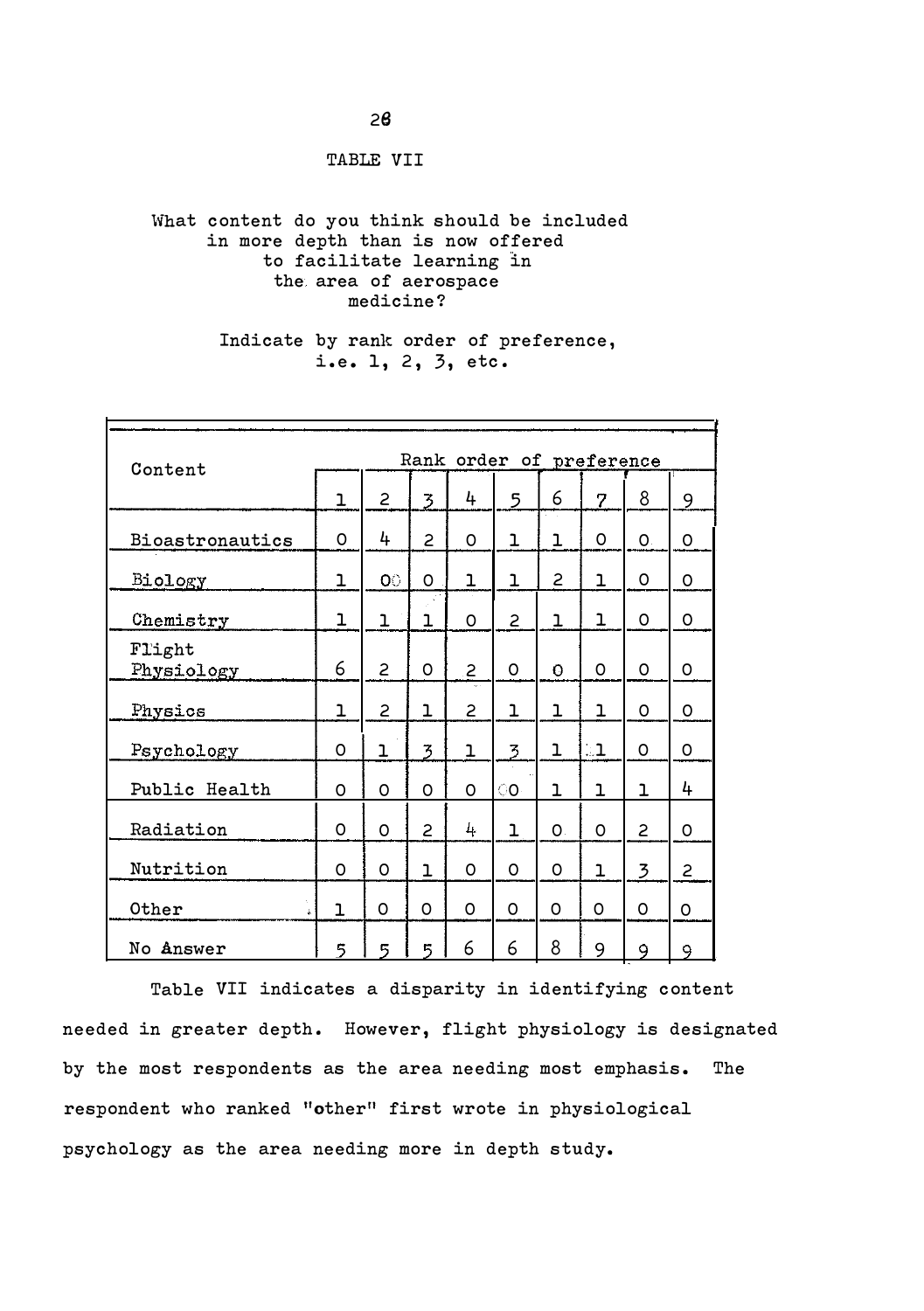TABLE VII

What content do you think should be included in more depth than is now offered to facilitate learning in the area of aerospace medicine?

Indicate by rank order of preference, i.e. 1, 2, 3, etc.

| Content | Rank order of preference | | | | | | | | |
|---|---|---|---|---|---|---|---|---|---|
| | 1 | 2 | 3 | 4 | 5 | 6 | 7 | 8 | 9 |
| Bioastronautics | 0 | 4 | 2 | 0 | 1 | 1 | 0 | 0 | 0 |
| Biology | 1 | 0 | 0 | 1 | 1 | 2 | 1 | 0 | 0 |
| Chemistry | 1 | 1 | 1 | 0 | 2 | 1 | 1 | 0 | 0 |
| Flight Physiology | 6 | 2 | 0 | 2 | 0 | 0 | 0 | 0 | 0 |
| Physics | 1 | 2 | 1 | 2 | 1 | 1 | 1 | 0 | 0 |
| Psychology | 0 | 1 | 3 | 1 | 3 | 1 | 1 | 0 | 0 |
| Public Health | 0 | 0 | 0 | 0 | 0 | 1 | 1 | 1 | 4 |
| Radiation | 0 | 0 | 2 | 4 | 1 | 0 | 0 | 2 | 0 |
| Nutrition | 0 | 0 | 1 | 0 | 0 | 0 | 1 | 3 | 2 |
| Other | 1 | 0 | 0 | 0 | 0 | 0 | 0 | 0 | 0 |
| No Answer | 5 | 5 | 5 | 6 | 6 | 8 | 9 | 9 | 9 |

Table VII indicates a disparity in identifying content needed in greater depth. However, flight physiology is designated by the most respondents as the area needing most emphasis. The respondent who ranked "other" first wrote in physiological psychology as the area needing more in depth study.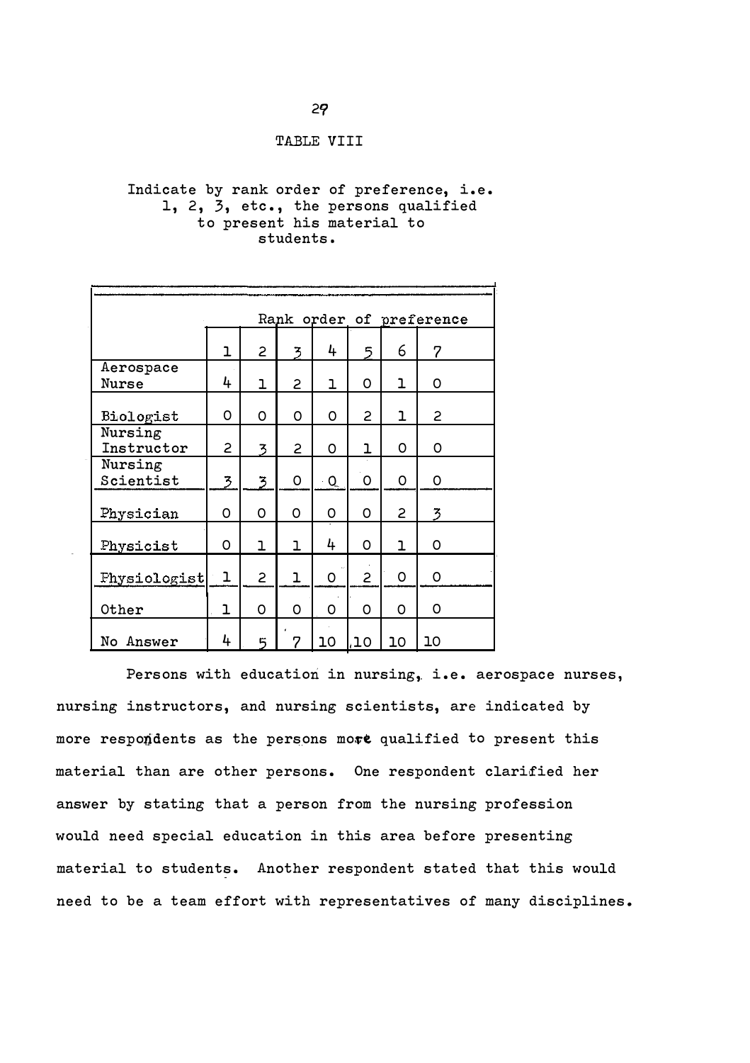TABLE VIII

Indicate by rank order of preference, i.e. 1, 2, 3, etc., the persons qualified to present his material to students.

| | Rank order of preference | | | | | | |
|---|---|---|---|---|---|---|---|
| | 1 | 2 | 3 | 4 | 5 | 6 | 7 |
| Aerospace Nurse | 4 | 1 | 2 | 1 | 0 | 1 | 0 |
| Biologist | 0 | 0 | 0 | 0 | 2 | 1 | 2 |
| Nursing Instructor | 2 | 3 | 2 | 0 | 1 | 0 | 0 |
| Nursing Scientist | 3 | 3 | 0 | 0 | 0 | 0 | 0 |
| Physician | 0 | 0 | 0 | 0 | 0 | 2 | 3 |
| Physicist | 0 | 1 | 1 | 4 | 0 | 1 | 0 |
| Physiologist | 1 | 2 | 1 | 0 | 2 | 0 | 0 |
| Other | 1 | 0 | 0 | 0 | 0 | 0 | 0 |
| No Answer | 4 | 5 | 7 | 10 | 10 | 10 | 10 |

Persons with education in nursing, i.e. aerospace nurses, nursing instructors, and nursing scientists, are indicated by more respondents as the persons more qualified to present this material than are other persons. One respondent clarified her answer by stating that a person from the nursing profession would need special education in this area before presenting material to students. Another respondent stated that this would need to be a team effort with representatives of many disciplines.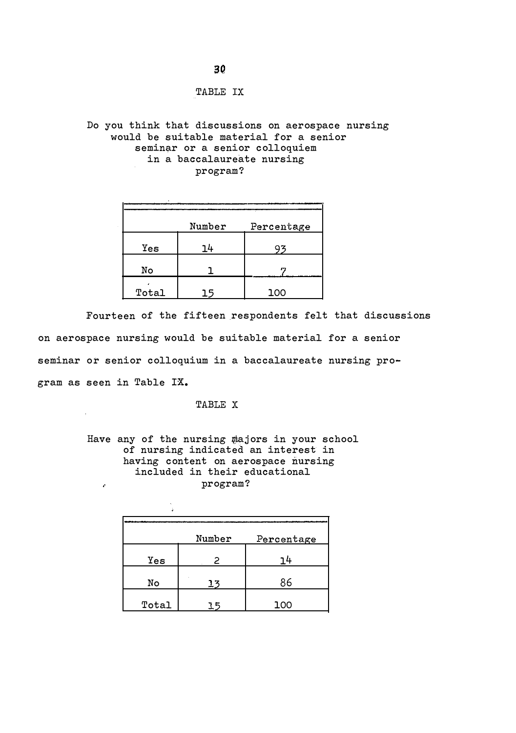TABLE IX

Do you think that discussions on aerospace nursing would be suitable material for a senior seminar or a senior colloquiem in a baccalaureate nursing program?

| | Number | Percentage |
|---|---|---|
| Yes | 14 | 93 |
| No | 1 | 7 |
| Total | 15 | 100 |

Fourteen of the fifteen respondents felt that discussions on aerospace nursing would be suitable material for a senior seminar or senior colloquium in a baccalaureate nursing program as seen in Table IX.

TABLE X

Have any of the nursing majors in your school of nursing indicated an interest in having content on aerospace nursing included in their educational program?

| | Number | Percentage |
|---|---|---|
| Yes | 2 | 14 |
| No | 13 | 86 |
| Total | 15 | 100 |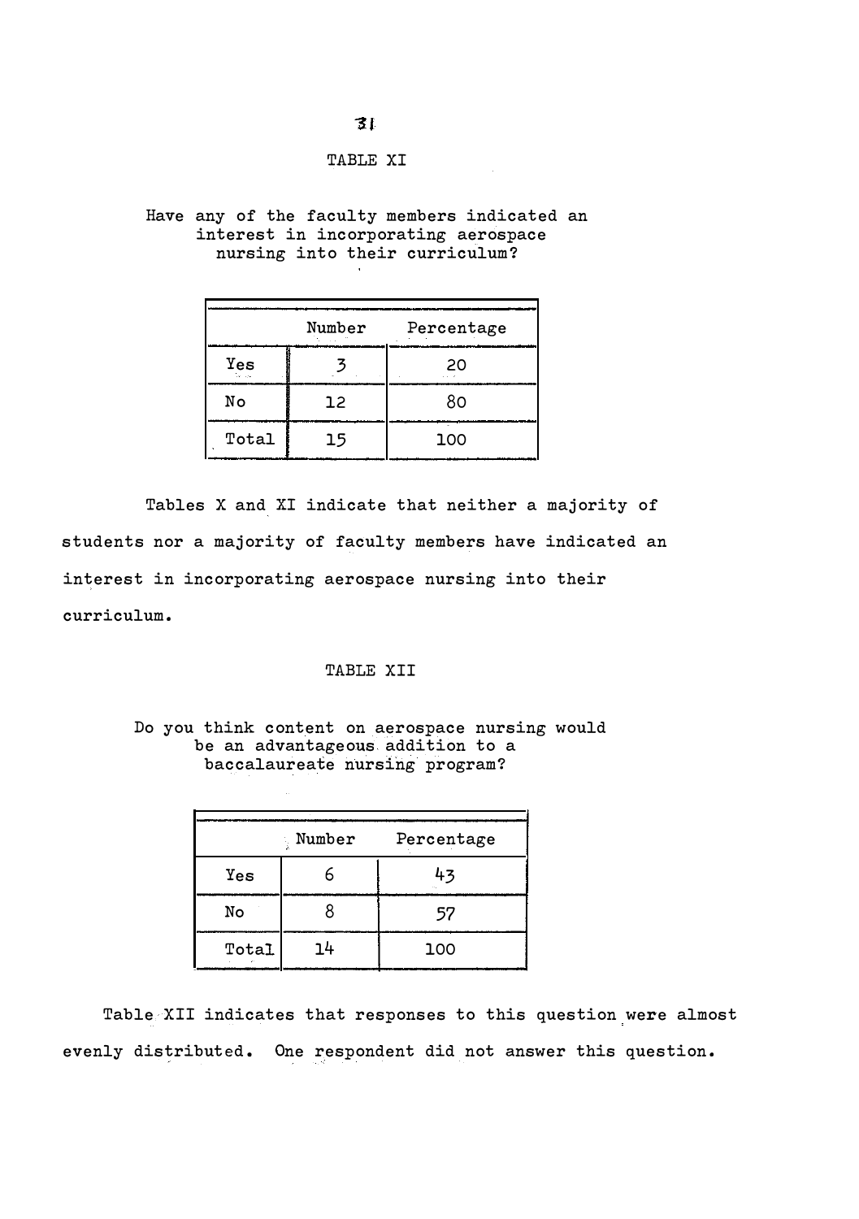TABLE XI

Have any of the faculty members indicated an interest in incorporating aerospace nursing into their curriculum?

| | Number | Percentage |
|---|---|---|
| Yes | 3 | 20 |
| No | 12 | 80 |
| Total | 15 | 100 |

Tables X and XI indicate that neither a majority of students nor a majority of faculty members have indicated an interest in incorporating aerospace nursing into their curriculum.

TABLE XII

Do you think content on aerospace nursing would be an advantageous addition to a baccalaureate nursing program?

| | Number | Percentage |
|---|---|---|
| Yes | 6 | 43 |
| No | 8 | 57 |
| Total | 14 | 100 |

Table XII indicates that responses to this question were almost evenly distributed. One respondent did not answer this question.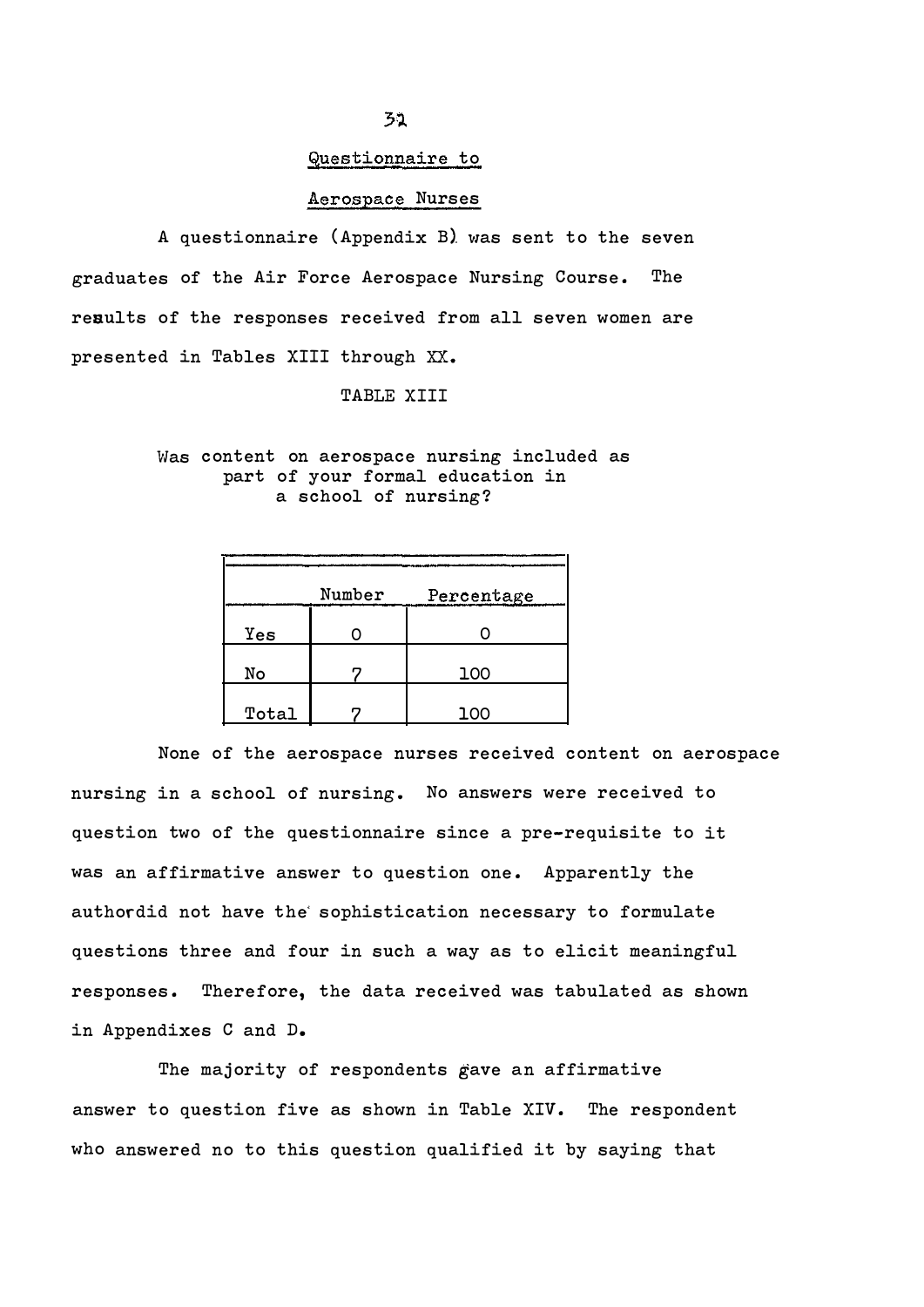## Questionnaire to

## Aerospace Nurses

A questionnaire (Appendix B) was sent to the seven graduates of the Air Force Aerospace Nursing Course. The results of the responses received from all seven women are presented in Tables XIII through XX.

TABLE XIII

Was content on aerospace nursing included as part of your formal education in a school of nursing?

| | Number | Percentage |
|---|---|---|
| Yes | 0 | 0 |
| No | 7 | 100 |
| Total | 7 | 100 |

None of the aerospace nurses received content on aerospace nursing in a school of nursing. No answers were received to question two of the questionnaire since a pre-requisite to it was an affirmative answer to question one. Apparently the authordid not have the sophistication necessary to formulate questions three and four in such a way as to elicit meaningful responses. Therefore, the data received was tabulated as shown in Appendixes C and D.

The majority of respondents gave an affirmative answer to question five as shown in Table XIV. The respondent who answered no to this question qualified it by saying that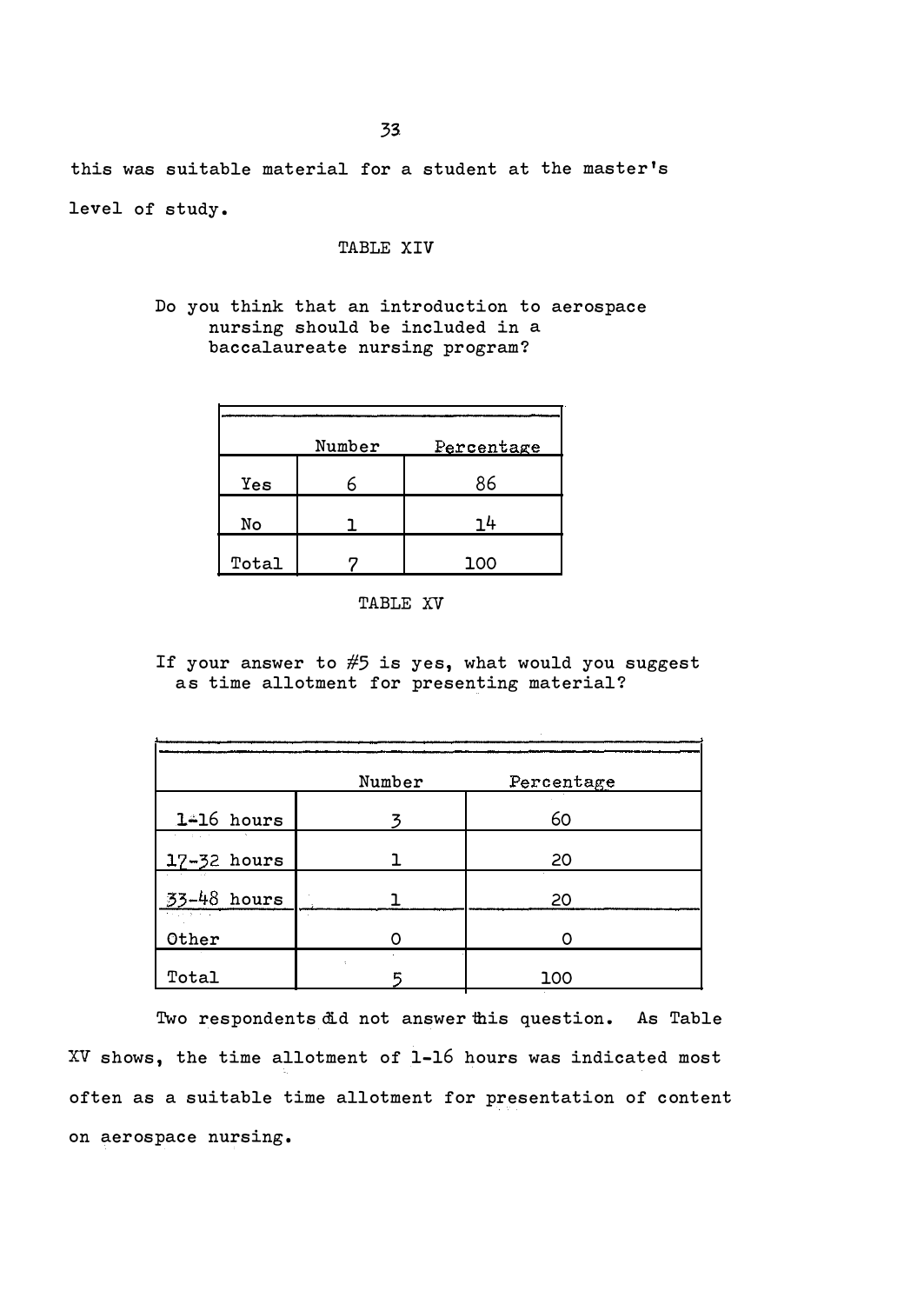this was suitable material for a student at the master's level of study.

TABLE XIV

Do you think that an introduction to aerospace nursing should be included in a baccalaureate nursing program?

| | Number | Percentage |
|---|---|---|
| Yes | 6 | 86 |
| No | 1 | 14 |
| Total | 7 | 100 |

TABLE XV

If your answer to #5 is yes, what would you suggest as time allotment for presenting material?

| | Number | Percentage |
|---|---|---|
| 1-16 hours | 3 | 60 |
| 17-32 hours | 1 | 20 |
| 33-48 hours | 1 | 20 |
| Other | 0 | 0 |
| Total | 5 | 100 |

Two respondents did not answer this question. As Table XV shows, the time allotment of 1-16 hours was indicated most often as a suitable time allotment for presentation of content on aerospace nursing.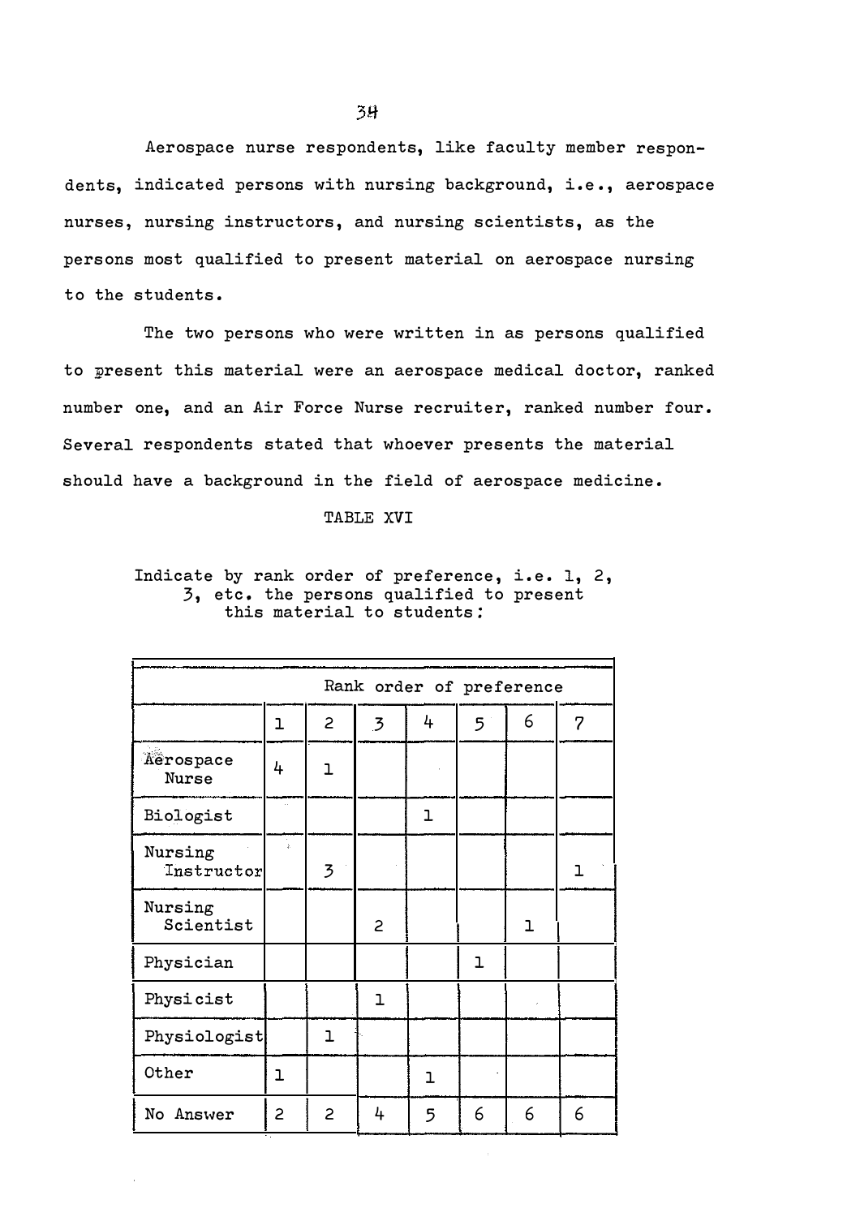Aerospace nurse respondents, like faculty member respondents, indicated persons with nursing background, i.e., aerospace nurses, nursing instructors, and nursing scientists, as the persons most qualified to present material on aerospace nursing to the students.

The two persons who were written in as persons qualified to present this material were an aerospace medical doctor, ranked number one, and an Air Force Nurse recruiter, ranked number four. Several respondents stated that whoever presents the material should have a background in the field of aerospace medicine.

TABLE XVI

Indicate by rank order of preference, i.e. 1, 2, 3, etc. the persons qualified to present this material to students:

| | Rank order of preference | | | | | | |
|---|---|---|---|---|---|---|---|
| | 1 | 2 | 3 | 4 | 5 | 6 | 7 |
| Aerospace Nurse | 4 | 1 | | | | | |
| Biologist | | | | 1 | | | |
| Nursing Instructor | | 3 | | | | | 1 |
| Nursing Scientist | | | 2 | | | 1 | |
| Physician | | | | | 1 | | |
| Physicist | | | 1 | | | | |
| Physiologist | | 1 | | | | | |
| Other | 1 | | | 1 | | | |
| No Answer | 2 | 2 | 4 | 5 | 6 | 6 | 6 |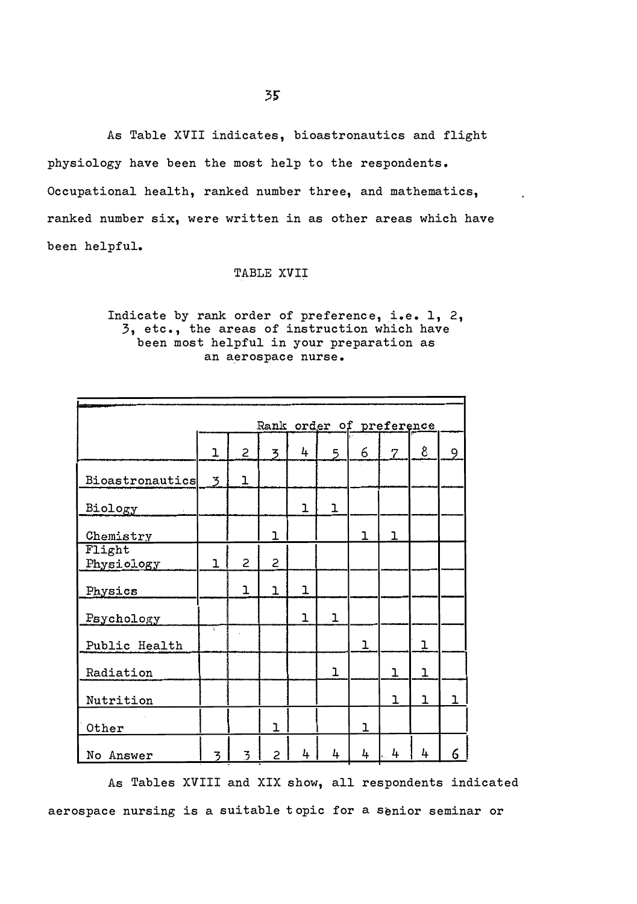As Table XVII indicates, bioastronautics and flight physiology have been the most help to the respondents. Occupational health, ranked number three, and mathematics, ranked number six, were written in as other areas which have been helpful.

TABLE XVII

Indicate by rank order of preference, i.e. 1, 2, 3, etc., the areas of instruction which have been most helpful in your preparation as an aerospace nurse.

| | Rank order of preference | | | | | | | | |
|---|---|---|---|---|---|---|---|---|---|
| | 1 | 2 | 3 | 4 | 5 | 6 | 7 | 8 | 9 |
| Bioastronautics | 3 | 1 | | | | | | | |
| Biology | | | | 1 | 1 | | | | |
| Chemistry | | | 1 | | | 1 | 1 | | |
| Flight Physiology | 1 | 2 | 2 | | | | | | |
| Physics | | 1 | 1 | 1 | | | | | |
| Psychology | | | | 1 | 1 | | | | |
| Public Health | | | | | | 1 | | 1 | |
| Radiation | | | | | 1 | | 1 | 1 | |
| Nutrition | | | | | | | 1 | 1 | 1 |
| Other | | | 1 | | | 1 | | | |
| No Answer | 3 | 3 | 2 | 4 | 4 | 4 | 4 | 4 | 6 |

As Tables XVIII and XIX show, all respondents indicated aerospace nursing is a suitable topic for a senior seminar or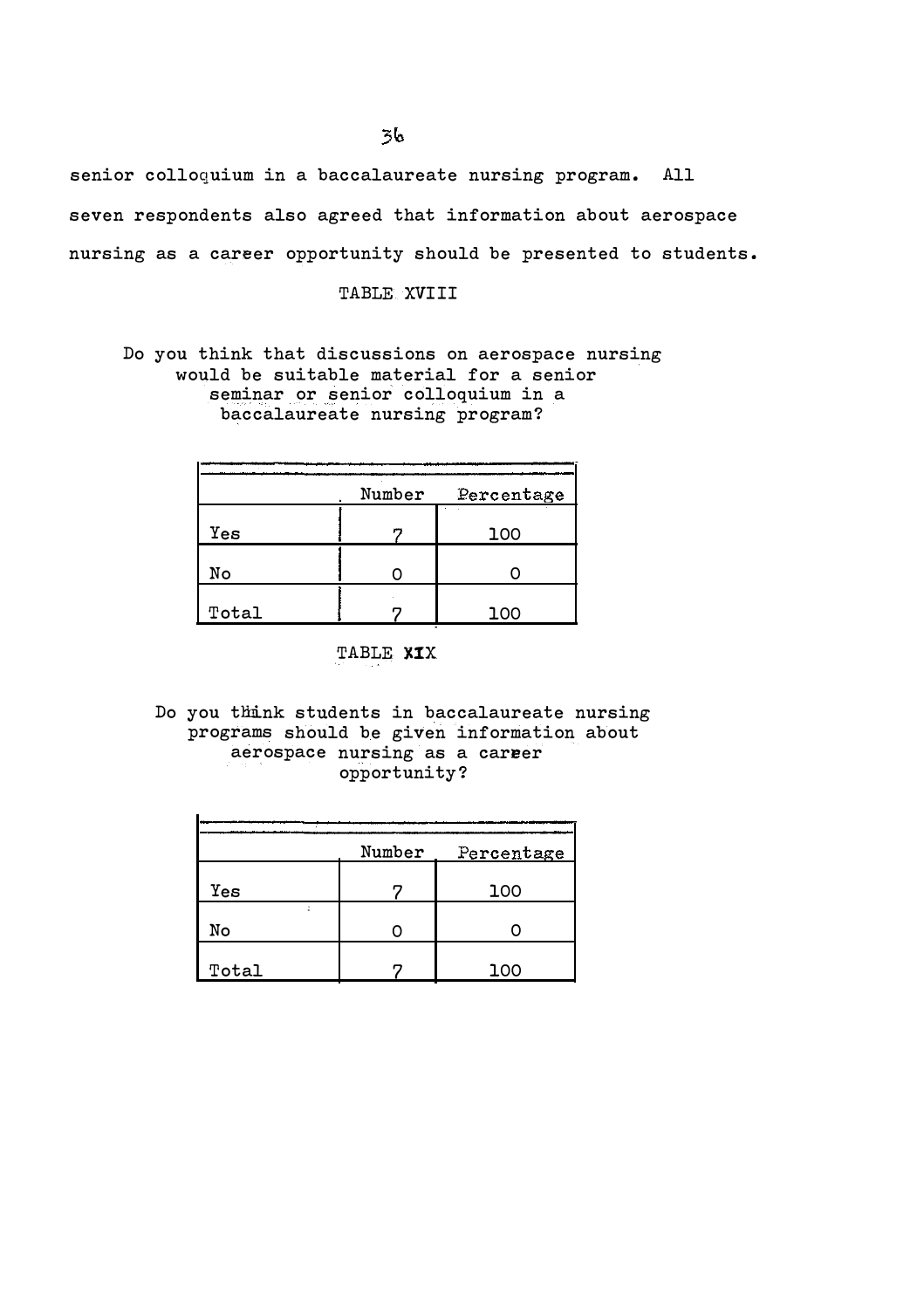senior colloquium in a baccalaureate nursing program. All seven respondents also agreed that information about aerospace nursing as a career opportunity should be presented to students.

TABLE XVIII

Do you think that discussions on aerospace nursing would be suitable material for a senior seminar or senior colloquium in a baccalaureate nursing program?

| | Number | Percentage |
|---|---|---|
| Yes | 7 | 100 |
| No | 0 | 0 |
| Total | 7 | 100 |

TABLE XIX

Do you think students in baccalaureate nursing programs should be given information about aerospace nursing as a career opportunity?

| | Number | Percentage |
|---|---|---|
| Yes | 7 | 100 |
| No | 0 | 0 |
| Total | 7 | 100 |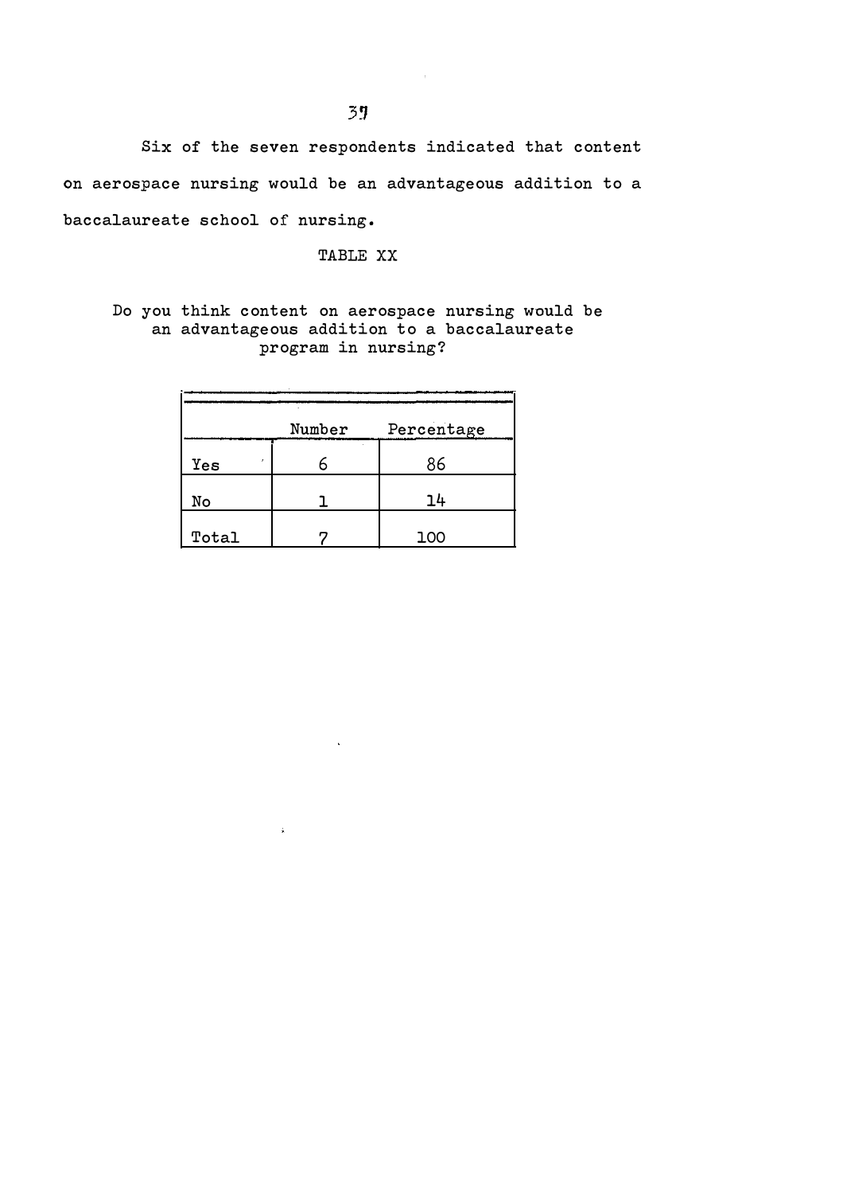Six of the seven respondents indicated that content on aerospace nursing would be an advantageous addition to a baccalaureate school of nursing.

TABLE XX

Do you think content on aerospace nursing would be an advantageous addition to a baccalaureate program in nursing?

| | Number | Percentage |
|---|---|---|
| Yes | 6 | 86 |
| No | 1 | 14 |
| Total | 7 | 100 |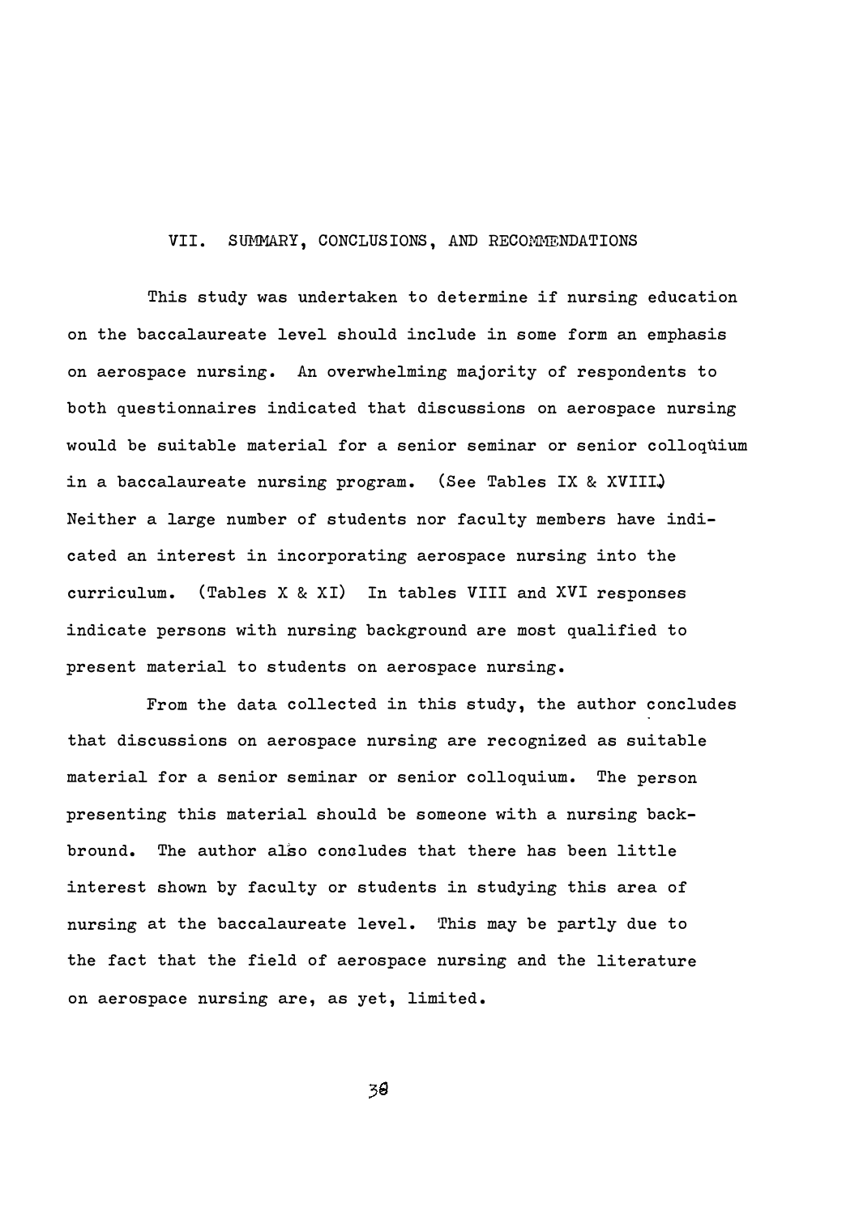## VII. SUMMARY, CONCLUSIONS, AND RECOMMENDATIONS

This study was undertaken to determine if nursing education on the baccalaureate level should include in some form an emphasis on aerospace nursing. An overwhelming majority of respondents to both questionnaires indicated that discussions on aerospace nursing would be suitable material for a senior seminar or senior colloquium in a baccalaureate nursing program. (See Tables IX & XVIII.) Neither a large number of students nor faculty members have indicated an interest in incorporating aerospace nursing into the curriculum. (Tables X & XI) In tables VIII and XVI responses indicate persons with nursing background are most qualified to present material to students on aerospace nursing.

From the data collected in this study, the author concludes that discussions on aerospace nursing are recognized as suitable material for a senior seminar or senior colloquium. The person presenting this material should be someone with a nursing backbround. The author also concludes that there has been little interest shown by faculty or students in studying this area of nursing at the baccalaureate level. This may be partly due to the fact that the field of aerospace nursing and the literature on aerospace nursing are, as yet, limited.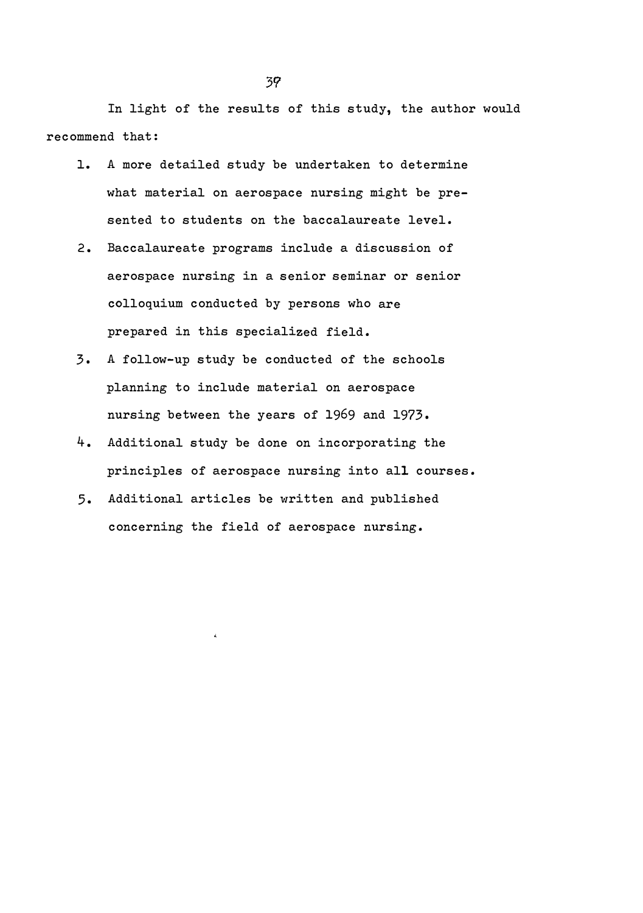In light of the results of this study, the author would recommend that:

1. A more detailed study be undertaken to determine what material on aerospace nursing might be presented to students on the baccalaureate level.
2. Baccalaureate programs include a discussion of aerospace nursing in a senior seminar or senior colloquium conducted by persons who are prepared in this specialized field.
3. A follow-up study be conducted of the schools planning to include material on aerospace nursing between the years of 1969 and 1973.
4. Additional study be done on incorporating the principles of aerospace nursing into all courses.
5. Additional articles be written and published concerning the field of aerospace nursing.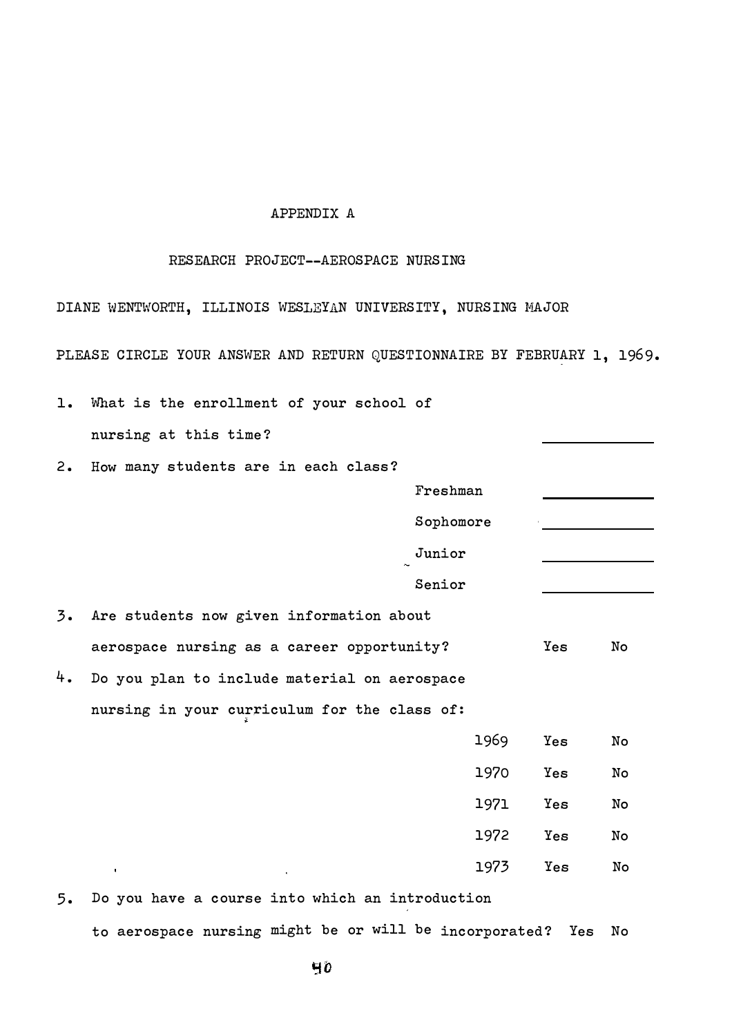# APPENDIX A

## RESEARCH PROJECT--AEROSPACE NURSING

DIANE WENTWORTH, ILLINOIS WESLEYAN UNIVERSITY, NURSING MAJOR

PLEASE CIRCLE YOUR ANSWER AND RETURN QUESTIONNAIRE BY FEBRUARY 1, 1969.

1. What is the enrollment of your school of nursing at this time? ____________

2. How many students are in each class?

   | | |
   |---|---|
   | Freshman | ____________ |
   | Sophomore | ____________ |
   | Junior | ____________ |
   | Senior | ____________ |

3. Are students now given information about aerospace nursing as a career opportunity? Yes No

4. Do you plan to include material on aerospace nursing in your curriculum for the class of:

   | | | |
   |---|---|---|
   | 1969 | Yes | No |
   | 1970 | Yes | No |
   | 1971 | Yes | No |
   | 1972 | Yes | No |
   | 1973 | Yes | No |

5. Do you have a course into which an introduction to aerospace nursing might be or will be incorporated? Yes No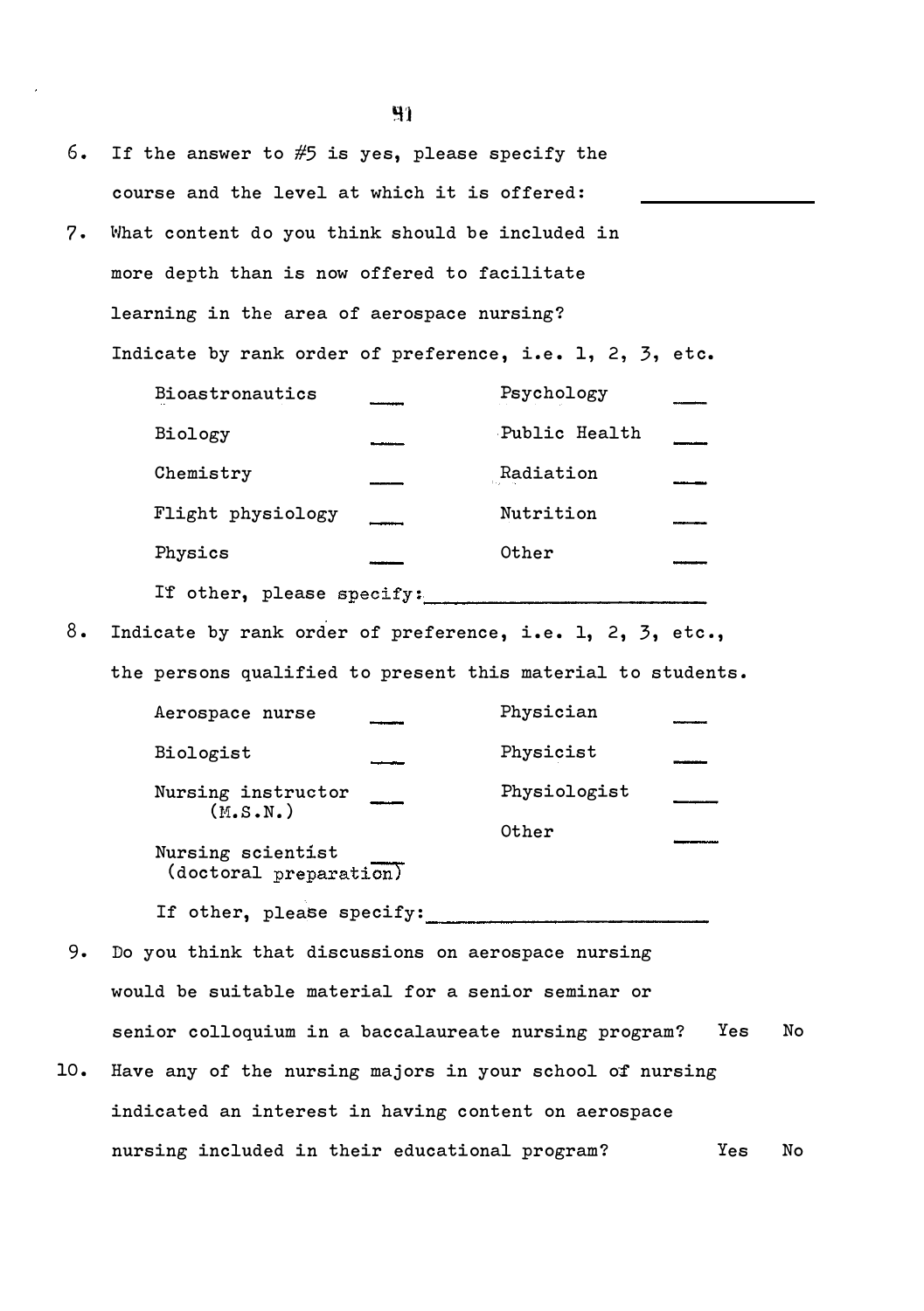6. If the answer to #5 is yes, please specify the course and the level at which it is offered: ____________

7. What content do you think should be included in more depth than is now offered to facilitate learning in the area of aerospace nursing? Indicate by rank order of preference, i.e. 1, 2, 3, etc.

| | | | |
|---|---|---|---|
| Bioastronautics | ___ | Psychology | ___ |
| Biology | ___ | Public Health | ___ |
| Chemistry | ___ | Radiation | ___ |
| Flight physiology | ___ | Nutrition | ___ |
| Physics | ___ | Other | ___ |

If other, please specify: ________________________

8. Indicate by rank order of preference, i.e. 1, 2, 3, etc., the persons qualified to present this material to students.

| | | | |
|---|---|---|---|
| Aerospace nurse | ___ | Physician | ___ |
| Biologist | ___ | Physicist | ___ |
| Nursing instructor (M.S.N.) | ___ | Physiologist | ___ |
| Nursing scientist (doctoral preparation) | ___ | Other | ___ |

If other, please specify: ________________________

9. Do you think that discussions on aerospace nursing would be suitable material for a senior seminar or senior colloquium in a baccalaureate nursing program? Yes No

10. Have any of the nursing majors in your school of nursing indicated an interest in having content on aerospace nursing included in their educational program? Yes No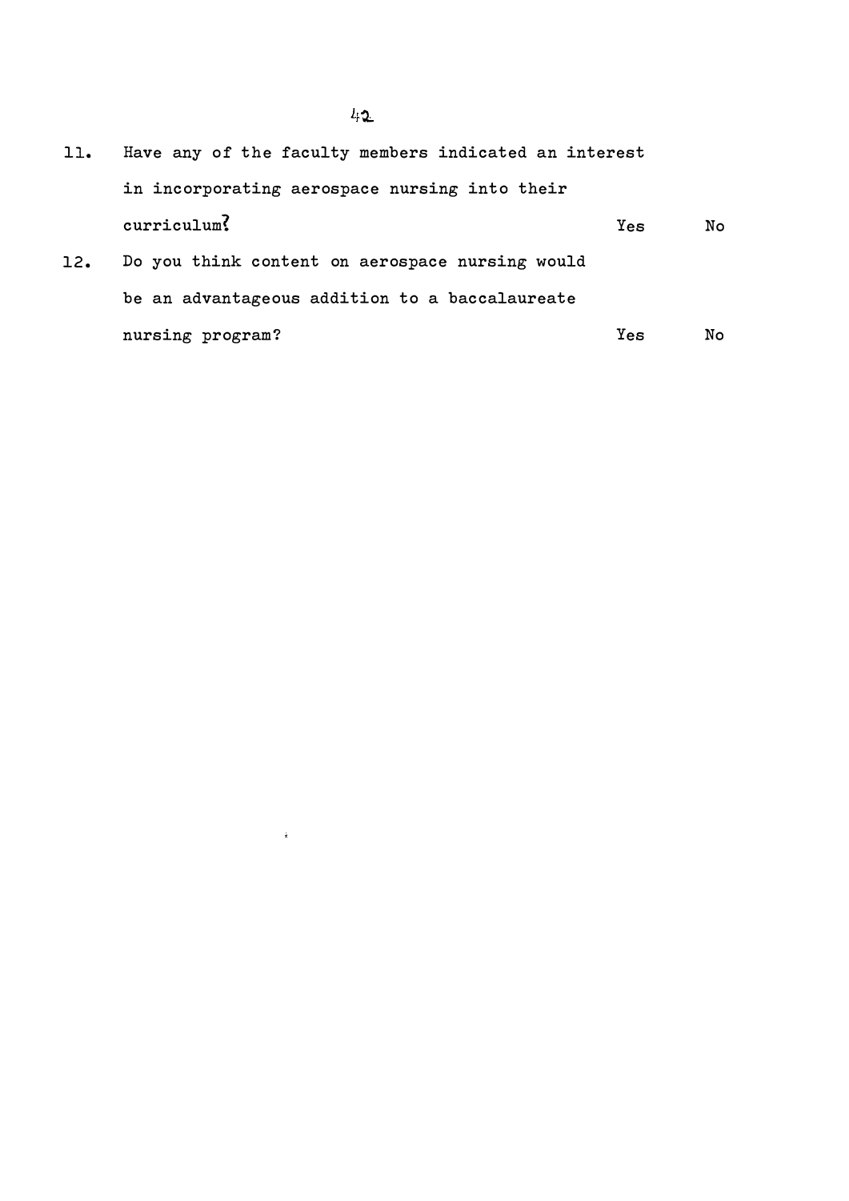11. Have any of the faculty members indicated an interest in incorporating aerospace nursing into their curriculum? Yes No

12. Do you think content on aerospace nursing would be an advantageous addition to a baccalaureate nursing program? Yes No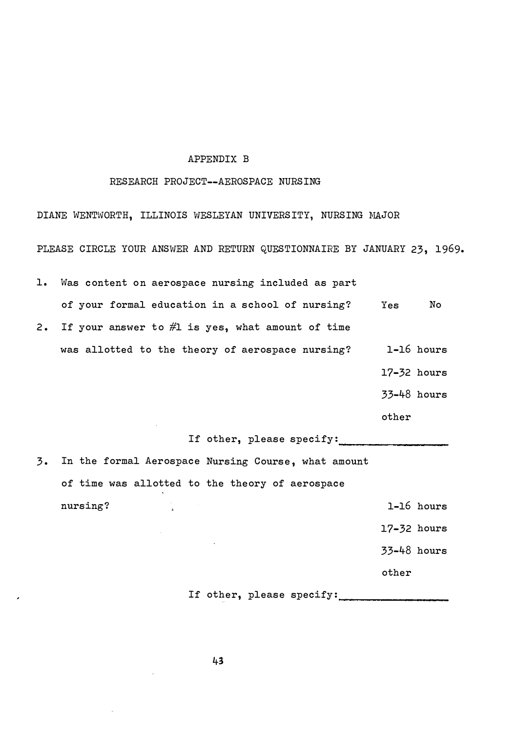# APPENDIX B

## RESEARCH PROJECT--AEROSPACE NURSING

DIANE WENTWORTH, ILLINOIS WESLEYAN UNIVERSITY, NURSING MAJOR

PLEASE CIRCLE YOUR ANSWER AND RETURN QUESTIONNAIRE BY JANUARY 23, 1969.

1. Was content on aerospace nursing included as part of your formal education in a school of nursing? Yes No

2. If your answer to #1 is yes, what amount of time was allotted to the theory of aerospace nursing?
   - 1-16 hours
   - 17-32 hours
   - 33-48 hours
   - other

   If other, please specify:________________

3. In the formal Aerospace Nursing Course, what amount of time was allotted to the theory of aerospace nursing?
   - 1-16 hours
   - 17-32 hours
   - 33-48 hours
   - other

   If other, please specify:________________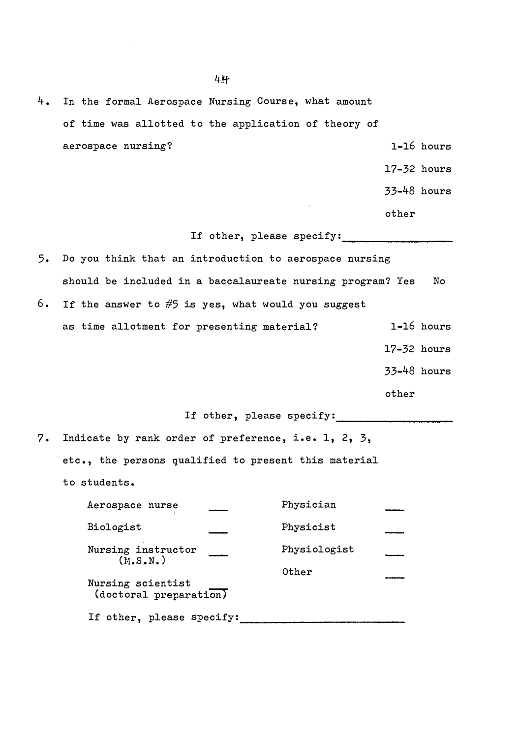4. In the formal Aerospace Nursing Course, what amount of time was allotted to the application of theory of aerospace nursing?

   1-16 hours
   17-32 hours
   33-48 hours
   other

   If other, please specify:__________________

5. Do you think that an introduction to aerospace nursing should be included in a baccalaureate nursing program? Yes No

6. If the answer to #5 is yes, what would you suggest as time allotment for presenting material?

   1-16 hours
   17-32 hours
   33-48 hours
   other

   If other, please specify:__________________

7. Indicate by rank order of preference, i.e. 1, 2, 3, etc., the persons qualified to present this material to students.

| | | | |
|---|---|---|---|
| Aerospace nurse | ___ | Physician | ___ |
| Biologist | ___ | Physicist | ___ |
| Nursing instructor (M.S.N.) | ___ | Physiologist | ___ |
| Nursing scientist (doctoral preparation) | ___ | Other | ___ |

   If other, please specify:__________________________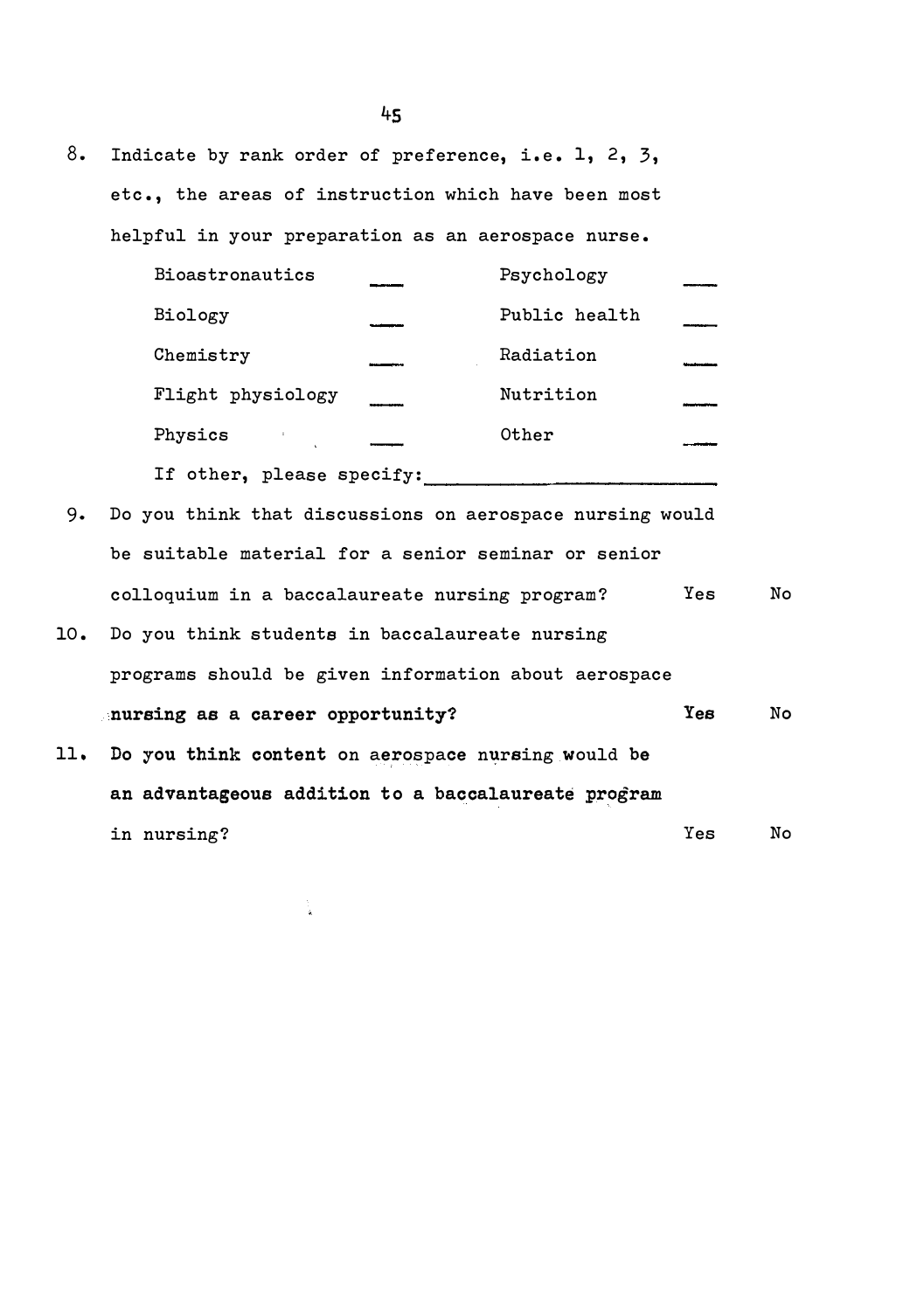8. Indicate by rank order of preference, i.e. 1, 2, 3, etc., the areas of instruction which have been most helpful in your preparation as an aerospace nurse.

| | | | |
|---|---|---|---|
| Bioastronautics | ___ | Psychology | ___ |
| Biology | ___ | Public health | ___ |
| Chemistry | ___ | Radiation | ___ |
| Flight physiology | ___ | Nutrition | ___ |
| Physics | ___ | Other | ___ |

If other, please specify: ______________________________

9. Do you think that discussions on aerospace nursing would be suitable material for a senior seminar or senior colloquium in a baccalaureate nursing program? Yes No

10. Do you think students in baccalaureate nursing programs should be given information about aerospace nursing as a career opportunity? Yes No

11. Do you think content on aerospace nursing would be an advantageous addition to a baccalaureate program in nursing? Yes No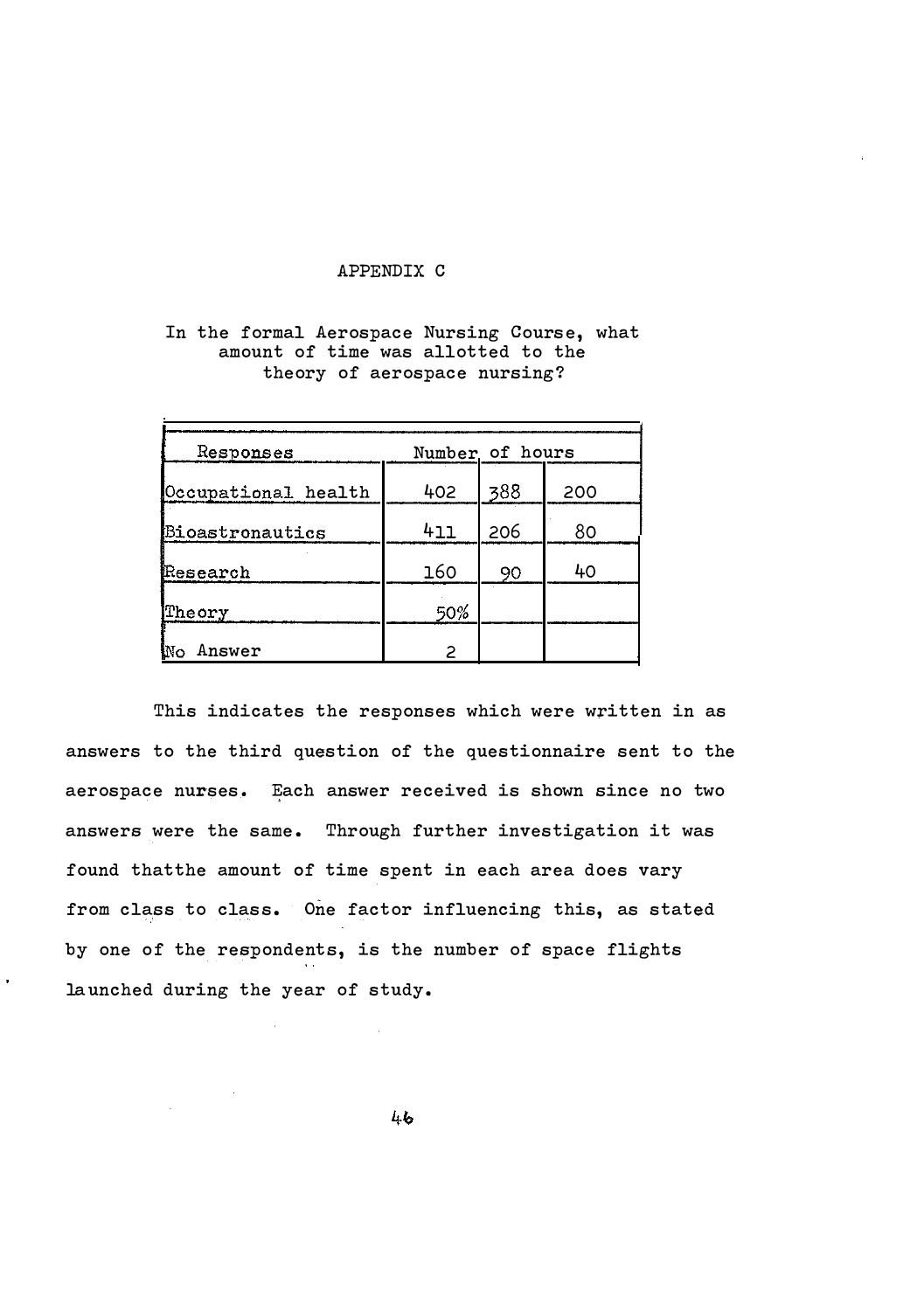# APPENDIX C

In the formal Aerospace Nursing Course, what amount of time was allotted to the theory of aerospace nursing?

| Responses | Number of hours | | |
|---|---|---|---|
| Occupational health | 402 | 388 | 200 |
| Bioastronautics | 411 | 206 | 80 |
| Research | 160 | 90 | 40 |
| Theory | 50% | | |
| No Answer | 2 | | |

This indicates the responses which were written in as answers to the third question of the questionnaire sent to the aerospace nurses. Each answer received is shown since no two answers were the same. Through further investigation it was found thatthe amount of time spent in each area does vary from class to class. One factor influencing this, as stated by one of the respondents, is the number of space flights launched during the year of study.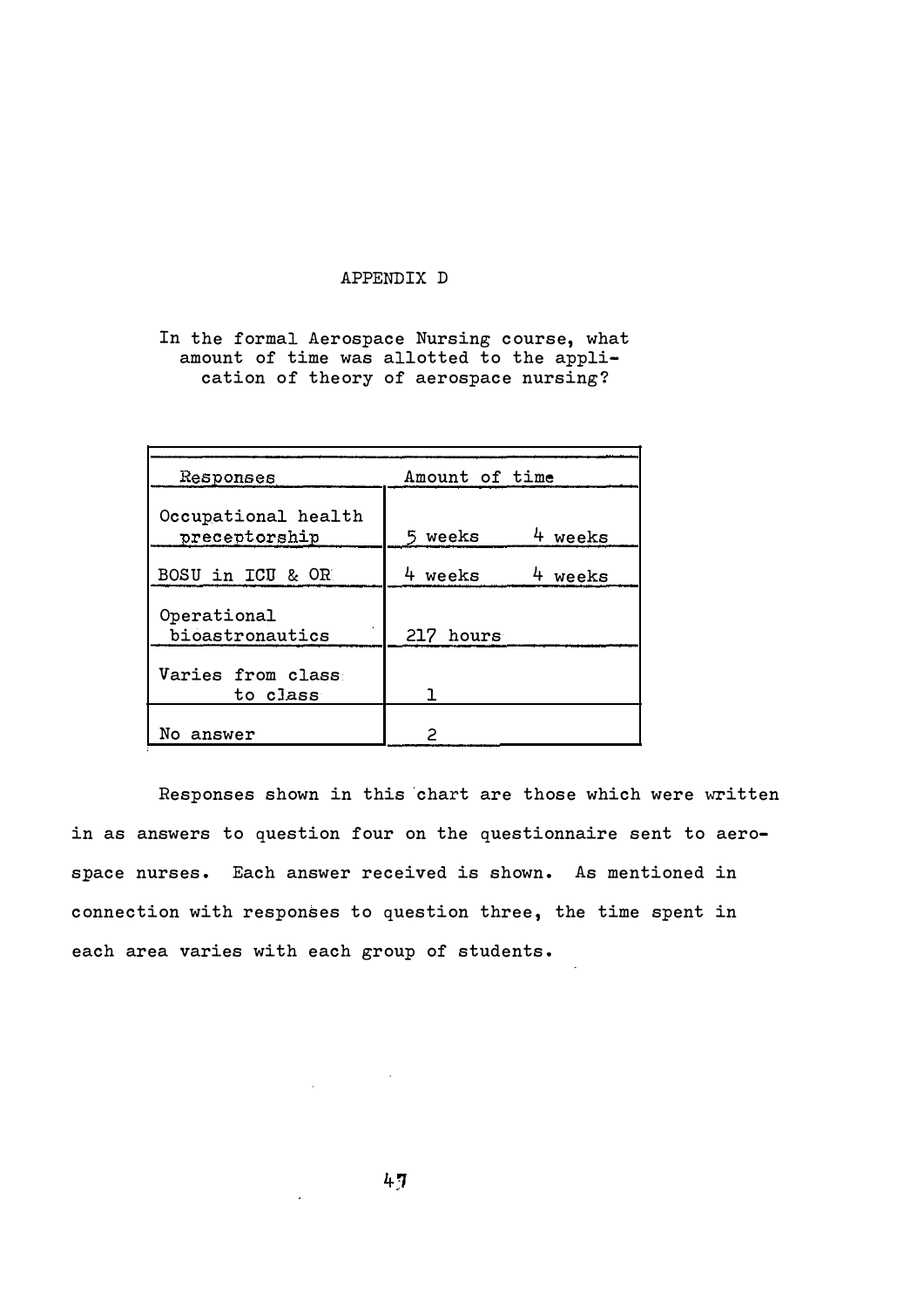# APPENDIX D

In the formal Aerospace Nursing course, what amount of time was allotted to the application of theory of aerospace nursing?

| Responses | Amount of time | |
|---|---|---|
| Occupational health preceptorship | 5 weeks | 4 weeks |
| BOSU in ICU & OR | 4 weeks | 4 weeks |
| Operational bioastronautics | 217 hours | |
| Varies from class to class | 1 | |
| No answer | 2 | |

Responses shown in this chart are those which were written in as answers to question four on the questionnaire sent to aerospace nurses. Each answer received is shown. As mentioned in connection with responses to question three, the time spent in each area varies with each group of students.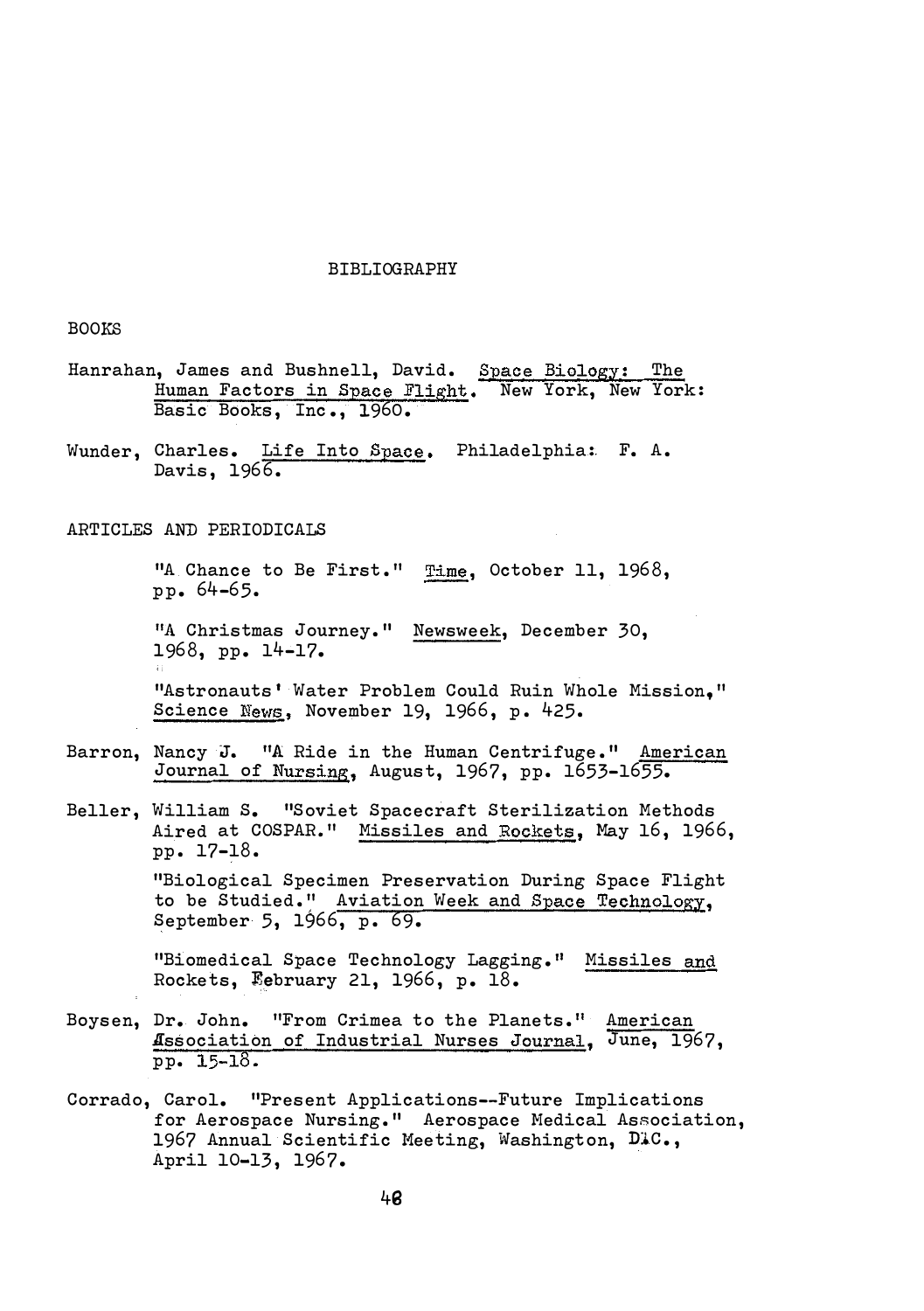# BIBLIOGRAPHY

## BOOKS

Hanrahan, James and Bushnell, David. Space Biology: The Human Factors in Space Flight. New York, New York: Basic Books, Inc., 1960.

Wunder, Charles. Life Into Space. Philadelphia: F. A. Davis, 1966.

## ARTICLES AND PERIODICALS

"A Chance to Be First." Time, October 11, 1968, pp. 64-65.

"A Christmas Journey." Newsweek, December 30, 1968, pp. 14-17.

"Astronauts' Water Problem Could Ruin Whole Mission," Science News, November 19, 1966, p. 425.

Barron, Nancy J. "A Ride in the Human Centrifuge." American Journal of Nursing, August, 1967, pp. 1653-1655.

Beller, William S. "Soviet Spacecraft Sterilization Methods Aired at COSPAR." Missiles and Rockets, May 16, 1966, pp. 17-18.

"Biological Specimen Preservation During Space Flight to be Studied." Aviation Week and Space Technology, September 5, 1966, p. 69.

"Biomedical Space Technology Lagging." Missiles and Rockets, February 21, 1966, p. 18.

Boysen, Dr. John. "From Crimea to the Planets." American Association of Industrial Nurses Journal, June, 1967, pp. 15-18.

Corrado, Carol. "Present Applications--Future Implications for Aerospace Nursing." Aerospace Medical Association, 1967 Annual Scientific Meeting, Washington, D.C., April 10-13, 1967.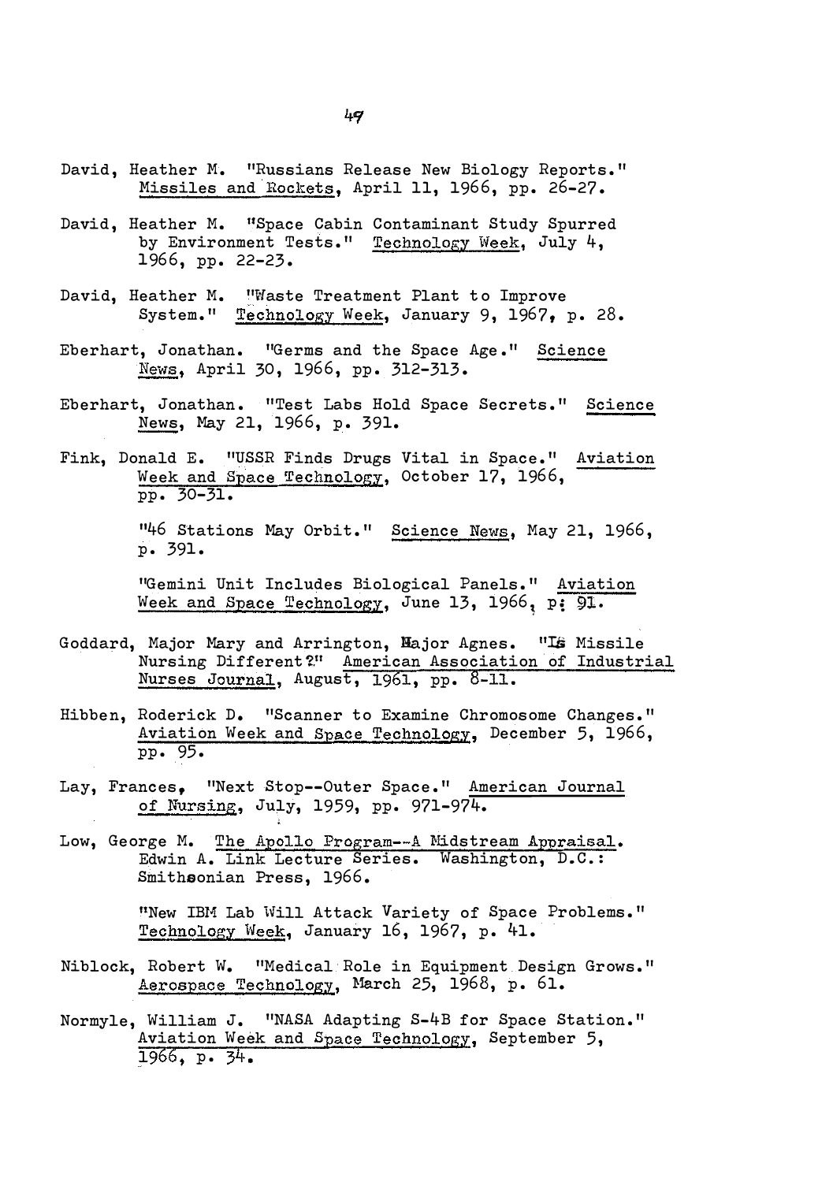David, Heather M. "Russians Release New Biology Reports." *Missiles and Rockets*, April 11, 1966, pp. 26-27.

David, Heather M. "Space Cabin Contaminant Study Spurred by Environment Tests." *Technology Week*, July 4, 1966, pp. 22-23.

David, Heather M. "Waste Treatment Plant to Improve System." *Technology Week*, January 9, 1967, p. 28.

Eberhart, Jonathan. "Germs and the Space Age." *Science News*, April 30, 1966, pp. 312-313.

Eberhart, Jonathan. "Test Labs Hold Space Secrets." *Science News*, May 21, 1966, p. 391.

Fink, Donald E. "USSR Finds Drugs Vital in Space." *Aviation Week and Space Technology*, October 17, 1966, pp. 30-31.

"46 Stations May Orbit." *Science News*, May 21, 1966, p. 391.

"Gemini Unit Includes Biological Panels." *Aviation Week and Space Technology*, June 13, 1966, p. 91.

Goddard, Major Mary and Arrington, Major Agnes. "Is Missile Nursing Different?" *American Association of Industrial Nurses Journal*, August, 1961, pp. 8-11.

Hibben, Roderick D. "Scanner to Examine Chromosome Changes." *Aviation Week and Space Technology*, December 5, 1966, pp. 95.

Lay, Frances, "Next Stop--Outer Space." *American Journal of Nursing*, July, 1959, pp. 971-974.

Low, George M. *The Apollo Program--A Midstream Appraisal.* Edwin A. Link Lecture Series. Washington, D.C.: Smithsonian Press, 1966.

"New IBM Lab Will Attack Variety of Space Problems." *Technology Week*, January 16, 1967, p. 41.

Niblock, Robert W. "Medical Role in Equipment Design Grows." *Aerospace Technology*, March 25, 1968, p. 61.

Normyle, William J. "NASA Adapting S-4B for Space Station." *Aviation Week and Space Technology*, September 5, 1966, p. 34.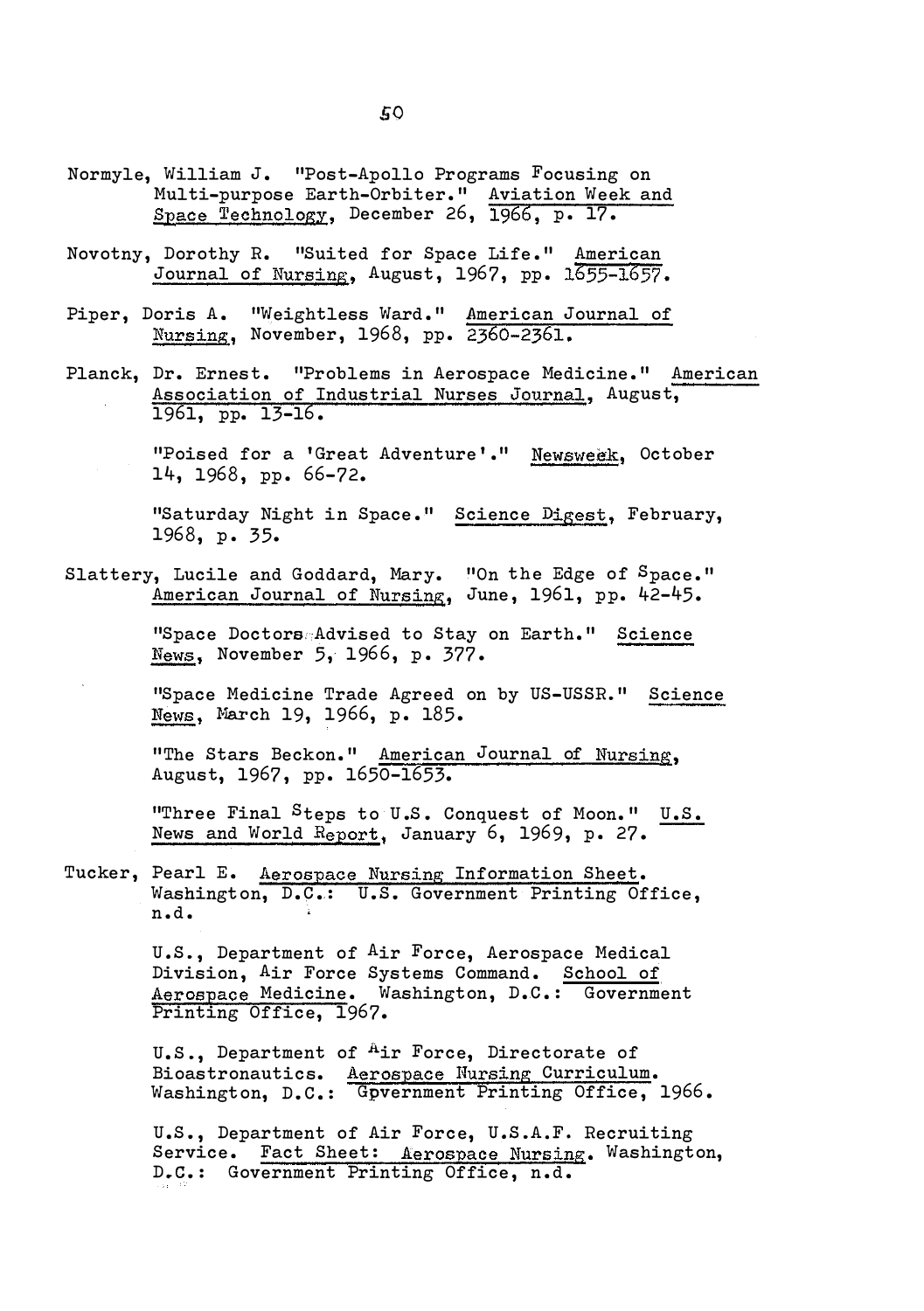Normyle, William J. "Post-Apollo Programs Focusing on Multi-purpose Earth-Orbiter." Aviation Week and Space Technology, December 26, 1966, p. 17.

Novotny, Dorothy R. "Suited for Space Life." American Journal of Nursing, August, 1967, pp. 1655-1657.

Piper, Doris A. "Weightless Ward." American Journal of Nursing, November, 1968, pp. 2360-2361.

Planck, Dr. Ernest. "Problems in Aerospace Medicine." American Association of Industrial Nurses Journal, August, 1961, pp. 13-16.

"Poised for a 'Great Adventure'." Newsweek, October 14, 1968, pp. 66-72.

"Saturday Night in Space." Science Digest, February, 1968, p. 35.

Slattery, Lucile and Goddard, Mary. "On the Edge of Space." American Journal of Nursing, June, 1961, pp. 42-45.

"Space Doctors Advised to Stay on Earth." Science News, November 5, 1966, p. 377.

"Space Medicine Trade Agreed on by US-USSR." Science News, March 19, 1966, p. 185.

"The Stars Beckon." American Journal of Nursing, August, 1967, pp. 1650-1653.

"Three Final Steps to U.S. Conquest of Moon." U.S. News and World Report, January 6, 1969, p. 27.

Tucker, Pearl E. Aerospace Nursing Information Sheet. Washington, D.C.: U.S. Government Printing Office, n.d.

U.S., Department of Air Force, Aerospace Medical Division, Air Force Systems Command. School of Aerospace Medicine. Washington, D.C.: Government Printing Office, 1967.

U.S., Department of Air Force, Directorate of Bioastronautics. Aerospace Nursing Curriculum. Washington, D.C.: Gpvernment Printing Office, 1966.

U.S., Department of Air Force, U.S.A.F. Recruiting Service. Fact Sheet: Aerospace Nursing. Washington, D.C.: Government Printing Office, n.d.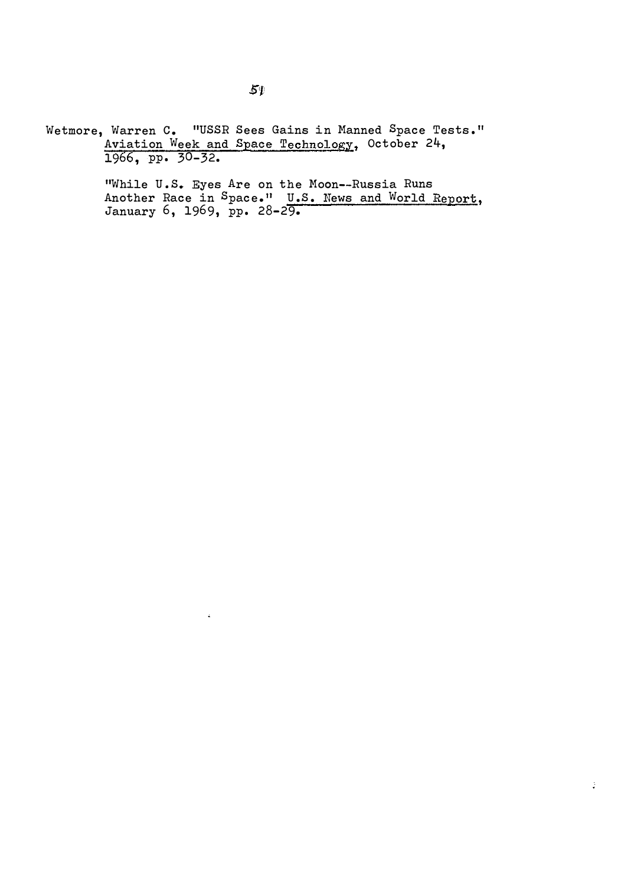Wetmore, Warren C. "USSR Sees Gains in Manned Space Tests." *Aviation Week and Space Technology*, October 24, 1966, pp. 30-32.

"While U.S. Eyes Are on the Moon--Russia Runs Another Race in Space." *U.S. News and World Report*, January 6, 1969, pp. 28-29.